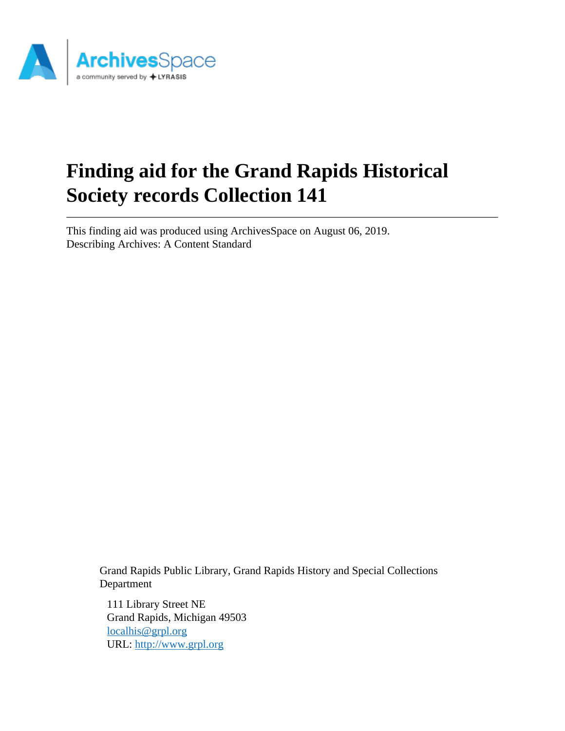# Finding aid for the Grand Rapids Historical Society records Collection 141

This finding aid was produced using ArchivesSpace on August 06, 2019.
Describing Archives: A Content Standard

Grand Rapids Public Library, Grand Rapids History and Special Collections Department

111 Library Street NE
Grand Rapids, Michigan 49503
localhis@grpl.org
URL: http://www.grpl.org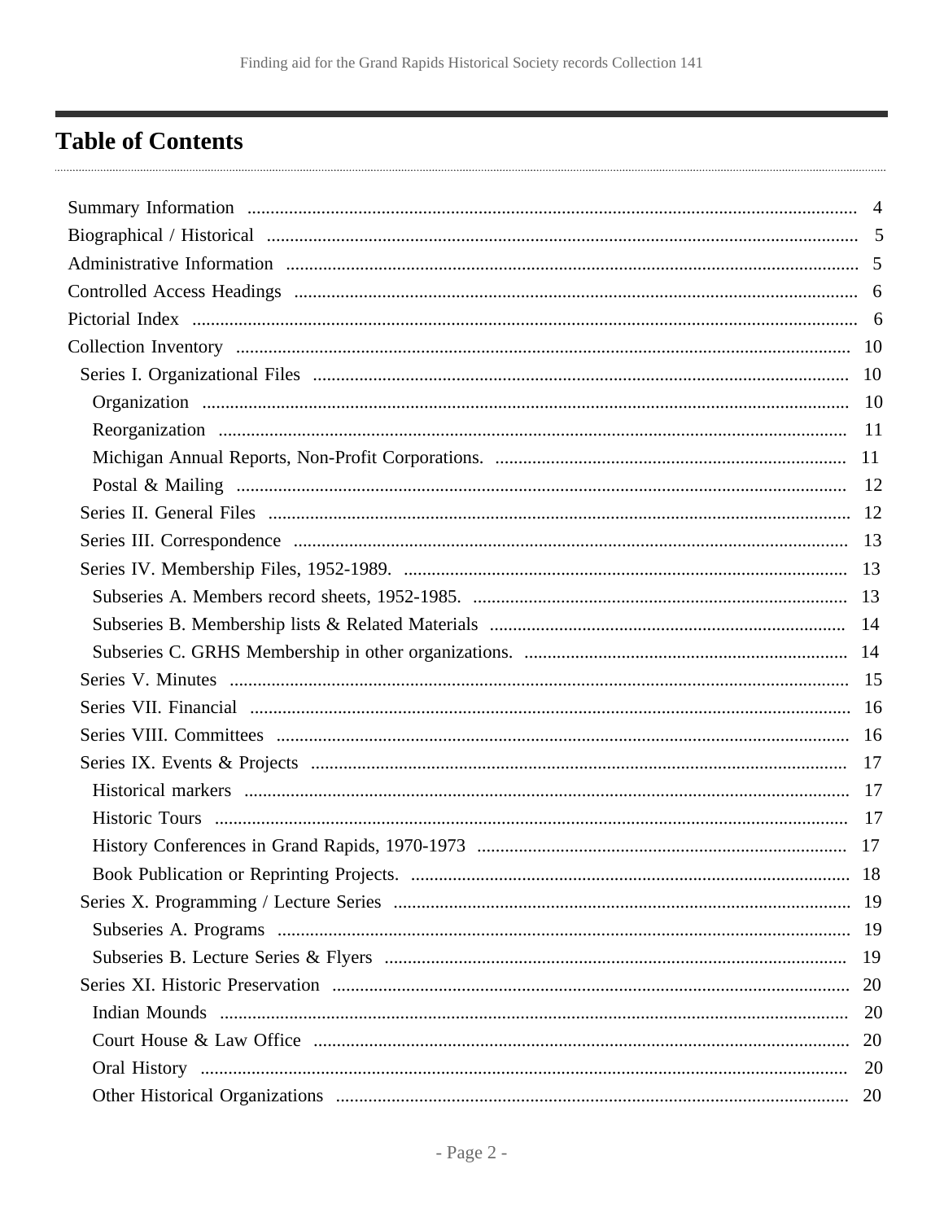## Table of Contents

- Summary Information ........ 4
- Biographical / Historical ........ 5
- Administrative Information ........ 5
- Controlled Access Headings ........ 6
- Pictorial Index ........ 6
- Collection Inventory ........ 10
  - Series I. Organizational Files ........ 10
    - Organization ........ 10
    - Reorganization ........ 11
    - Michigan Annual Reports, Non-Profit Corporations. ........ 11
    - Postal & Mailing ........ 12
  - Series II. General Files ........ 12
  - Series III. Correspondence ........ 13
  - Series IV. Membership Files, 1952-1989. ........ 13
    - Subseries A. Members record sheets, 1952-1985. ........ 13
    - Subseries B. Membership lists & Related Materials ........ 14
    - Subseries C. GRHS Membership in other organizations. ........ 14
  - Series V. Minutes ........ 15
  - Series VII. Financial ........ 16
  - Series VIII. Committees ........ 16
  - Series IX. Events & Projects ........ 17
    - Historical markers ........ 17
    - Historic Tours ........ 17
    - History Conferences in Grand Rapids, 1970-1973 ........ 17
    - Book Publication or Reprinting Projects. ........ 18
  - Series X. Programming / Lecture Series ........ 19
    - Subseries A. Programs ........ 19
    - Subseries B. Lecture Series & Flyers ........ 19
  - Series XI. Historic Preservation ........ 20
    - Indian Mounds ........ 20
    - Court House & Law Office ........ 20
    - Oral History ........ 20
    - Other Historical Organizations ........ 20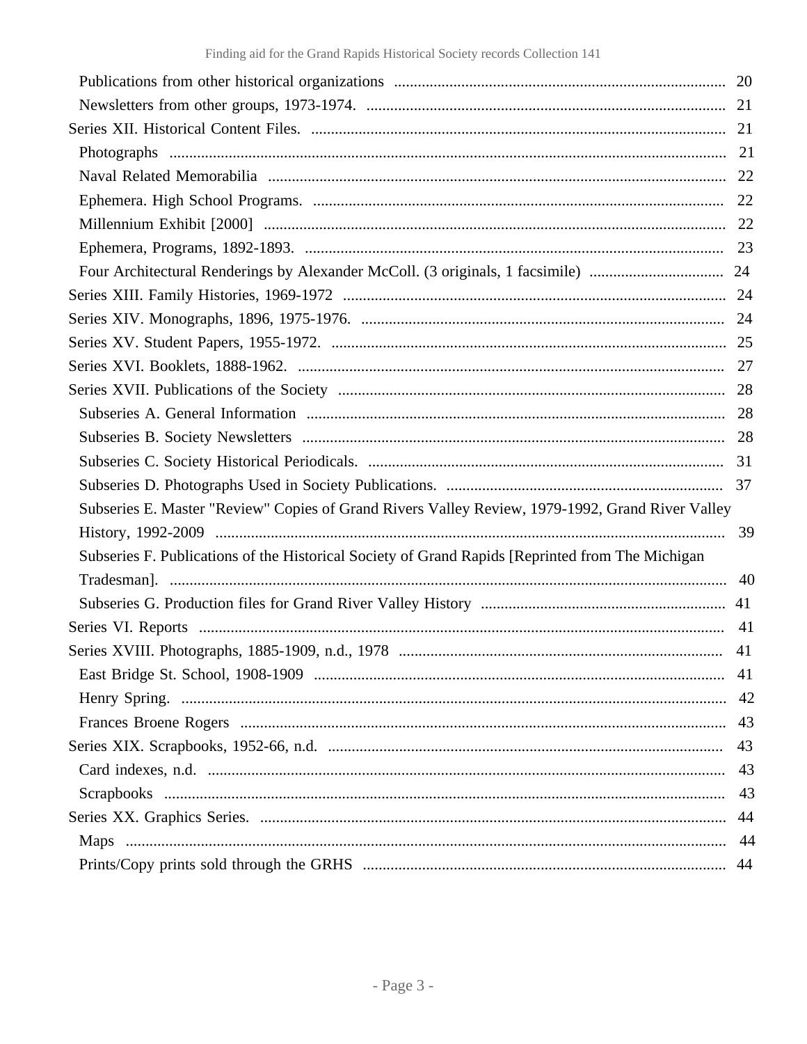Publications from other historical organizations .................................................................................... 20
Newsletters from other groups, 1973-1974. .......................................................................................... 21
Series XII. Historical Content Files. ........................................................................................................ 21
Photographs ............................................................................................................................................ 21
Naval Related Memorabilia .................................................................................................................... 22
Ephemera. High School Programs. ........................................................................................................ 22
Millennium Exhibit [2000] .................................................................................................................... 22
Ephemera, Programs, 1892-1893. .......................................................................................................... 23
Four Architectural Renderings by Alexander McColl. (3 originals, 1 facsimile) .................................. 24
Series XIII. Family Histories, 1969-1972 ................................................................................................ 24
Series XIV. Monographs, 1896, 1975-1976. ........................................................................................... 24
Series XV. Student Papers, 1955-1972. ................................................................................................... 25
Series XVI. Booklets, 1888-1962. ............................................................................................................ 27
Series XVII. Publications of the Society ................................................................................................. 28
Subseries A. General Information .......................................................................................................... 28
Subseries B. Society Newsletters ........................................................................................................... 28
Subseries C. Society Historical Periodicals. .......................................................................................... 31
Subseries D. Photographs Used in Society Publications. ...................................................................... 37
Subseries E. Master "Review" Copies of Grand Rivers Valley Review, 1979-1992, Grand River Valley History, 1992-2009 ................................................................................................................................. 39
Subseries F. Publications of the Historical Society of Grand Rapids [Reprinted from The Michigan Tradesman]. ............................................................................................................................................. 40
Subseries G. Production files for Grand River Valley History ............................................................. 41
Series VI. Reports .................................................................................................................................... 41
Series XVIII. Photographs, 1885-1909, n.d., 1978 ................................................................................. 41
East Bridge St. School, 1908-1909 ........................................................................................................ 41
Henry Spring. .......................................................................................................................................... 42
Frances Broene Rogers ........................................................................................................................... 43
Series XIX. Scrapbooks, 1952-66, n.d. .................................................................................................... 43
Card indexes, n.d. ................................................................................................................................... 43
Scrapbooks .............................................................................................................................................. 43
Series XX. Graphics Series. ...................................................................................................................... 44
Maps ........................................................................................................................................................ 44
Prints/Copy prints sold through the GRHS ........................................................................................... 44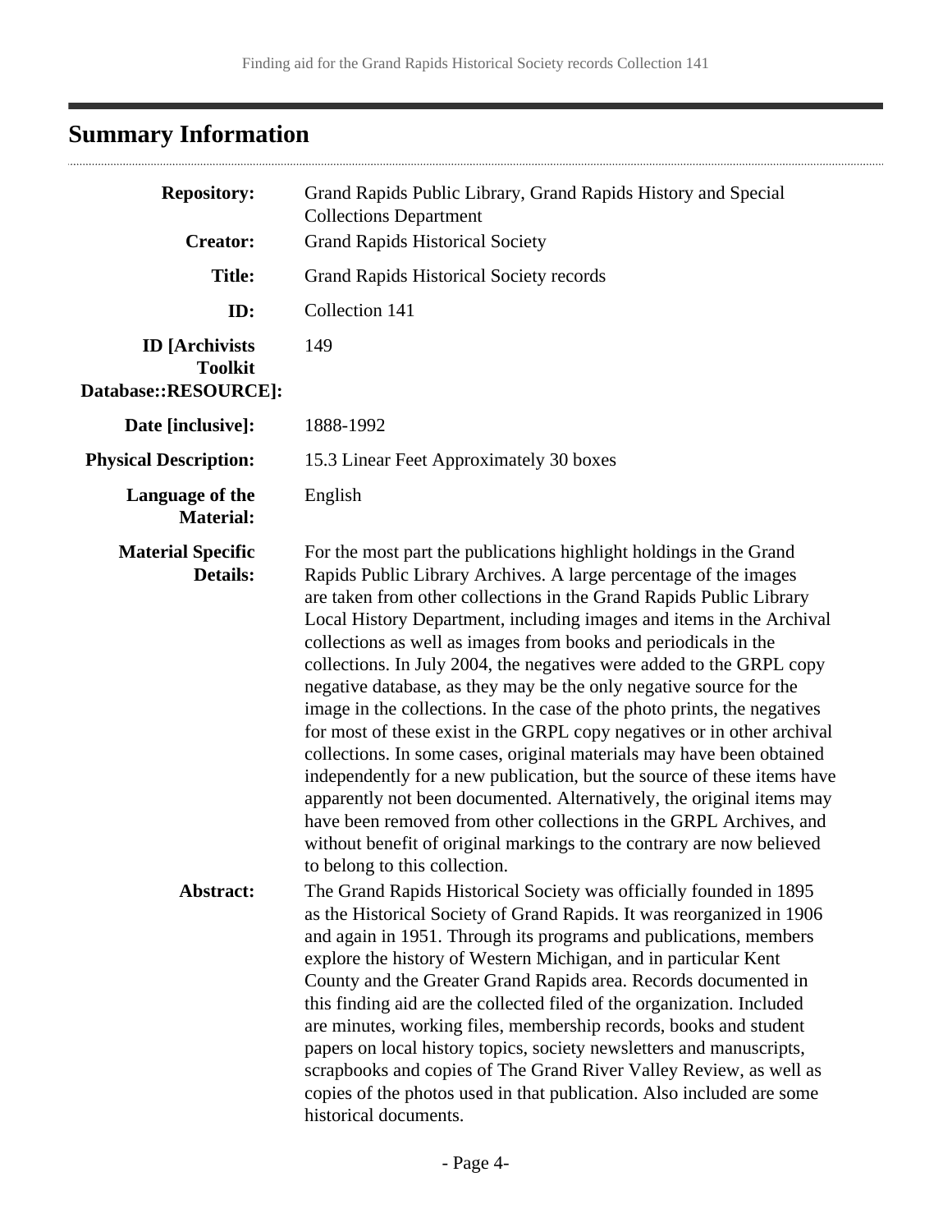## Summary Information

| | |
|---|---|
| **Repository:** | Grand Rapids Public Library, Grand Rapids History and Special Collections Department |
| **Creator:** | Grand Rapids Historical Society |
| **Title:** | Grand Rapids Historical Society records |
| **ID:** | Collection 141 |
| **ID [Archivists Toolkit Database::RESOURCE]:** | 149 |
| **Date [inclusive]:** | 1888-1992 |
| **Physical Description:** | 15.3 Linear Feet Approximately 30 boxes |
| **Language of the Material:** | English |
| **Material Specific Details:** | For the most part the publications highlight holdings in the Grand Rapids Public Library Archives. A large percentage of the images are taken from other collections in the Grand Rapids Public Library Local History Department, including images and items in the Archival collections as well as images from books and periodicals in the collections. In July 2004, the negatives were added to the GRPL copy negative database, as they may be the only negative source for the image in the collections. In the case of the photo prints, the negatives for most of these exist in the GRPL copy negatives or in other archival collections. In some cases, original materials may have been obtained independently for a new publication, but the source of these items have apparently not been documented. Alternatively, the original items may have been removed from other collections in the GRPL Archives, and without benefit of original markings to the contrary are now believed to belong to this collection. |
| **Abstract:** | The Grand Rapids Historical Society was officially founded in 1895 as the Historical Society of Grand Rapids. It was reorganized in 1906 and again in 1951. Through its programs and publications, members explore the history of Western Michigan, and in particular Kent County and the Greater Grand Rapids area. Records documented in this finding aid are the collected filed of the organization. Included are minutes, working files, membership records, books and student papers on local history topics, society newsletters and manuscripts, scrapbooks and copies of The Grand River Valley Review, as well as copies of the photos used in that publication. Also included are some historical documents. |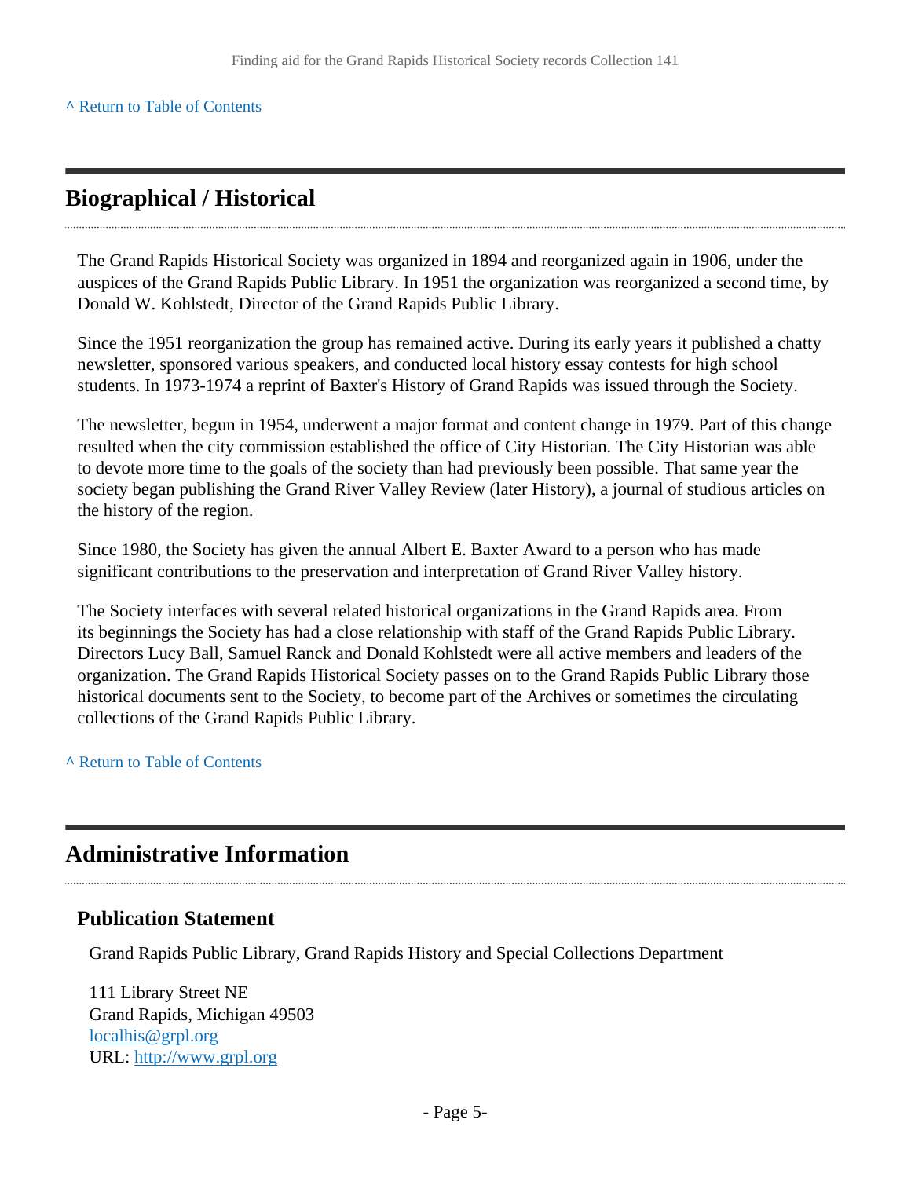[^ Return to Table of Contents](#)

## Biographical / Historical

The Grand Rapids Historical Society was organized in 1894 and reorganized again in 1906, under the auspices of the Grand Rapids Public Library. In 1951 the organization was reorganized a second time, by Donald W. Kohlstedt, Director of the Grand Rapids Public Library.

Since the 1951 reorganization the group has remained active. During its early years it published a chatty newsletter, sponsored various speakers, and conducted local history essay contests for high school students. In 1973-1974 a reprint of Baxter's History of Grand Rapids was issued through the Society.

The newsletter, begun in 1954, underwent a major format and content change in 1979. Part of this change resulted when the city commission established the office of City Historian. The City Historian was able to devote more time to the goals of the society than had previously been possible. That same year the society began publishing the Grand River Valley Review (later History), a journal of studious articles on the history of the region.

Since 1980, the Society has given the annual Albert E. Baxter Award to a person who has made significant contributions to the preservation and interpretation of Grand River Valley history.

The Society interfaces with several related historical organizations in the Grand Rapids area. From its beginnings the Society has had a close relationship with staff of the Grand Rapids Public Library. Directors Lucy Ball, Samuel Ranck and Donald Kohlstedt were all active members and leaders of the organization. The Grand Rapids Historical Society passes on to the Grand Rapids Public Library those historical documents sent to the Society, to become part of the Archives or sometimes the circulating collections of the Grand Rapids Public Library.

[^ Return to Table of Contents](#)

## Administrative Information

### Publication Statement

Grand Rapids Public Library, Grand Rapids History and Special Collections Department

111 Library Street NE  
Grand Rapids, Michigan 49503  
[localhis@grpl.org](mailto:localhis@grpl.org)  
URL: [http://www.grpl.org](http://www.grpl.org)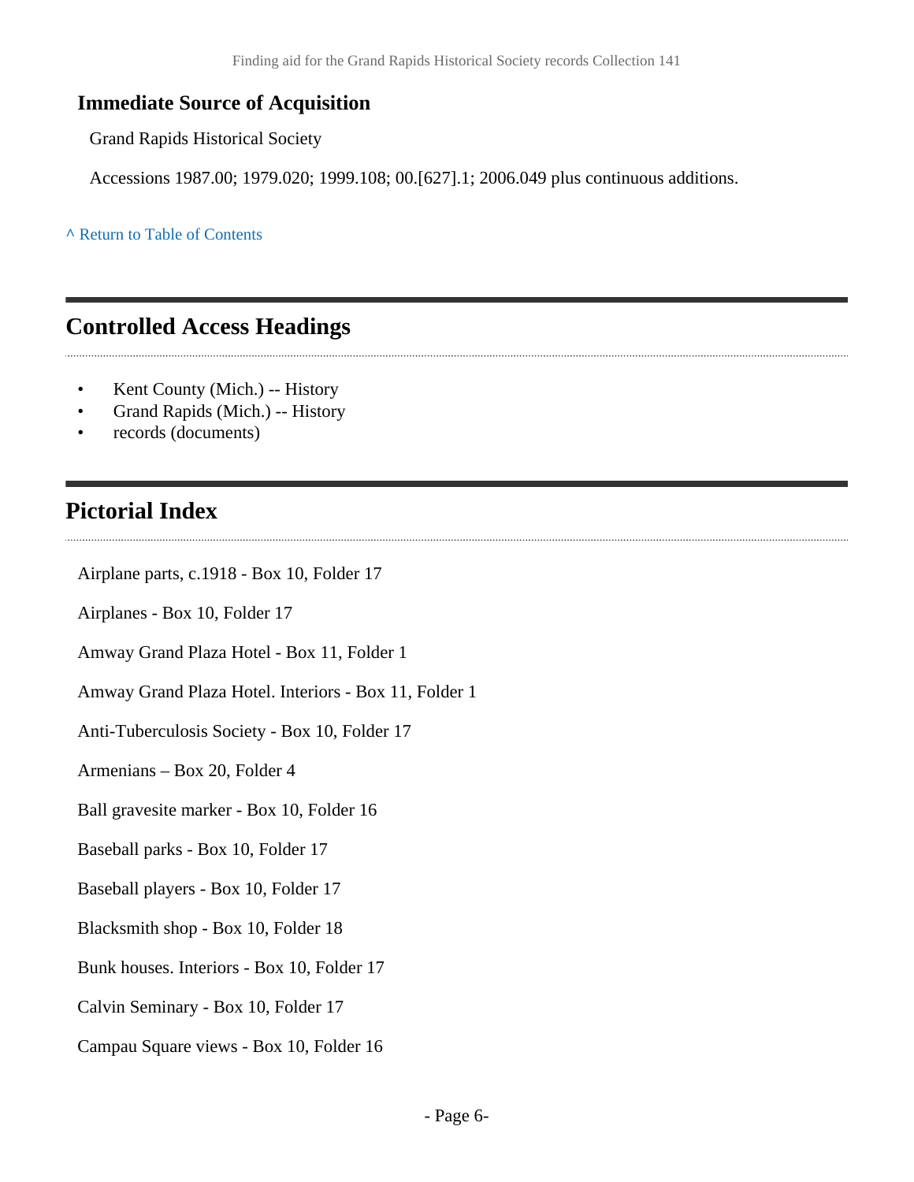### Immediate Source of Acquisition

Grand Rapids Historical Society

Accessions 1987.00; 1979.020; 1999.108; 00.[627].1; 2006.049 plus continuous additions.

^ Return to Table of Contents

## Controlled Access Headings

- Kent County (Mich.) -- History
- Grand Rapids (Mich.) -- History
- records (documents)

## Pictorial Index

Airplane parts, c.1918 - Box 10, Folder 17

Airplanes - Box 10, Folder 17

Amway Grand Plaza Hotel - Box 11, Folder 1

Amway Grand Plaza Hotel. Interiors - Box 11, Folder 1

Anti-Tuberculosis Society - Box 10, Folder 17

Armenians – Box 20, Folder 4

Ball gravesite marker - Box 10, Folder 16

Baseball parks - Box 10, Folder 17

Baseball players - Box 10, Folder 17

Blacksmith shop - Box 10, Folder 18

Bunk houses. Interiors - Box 10, Folder 17

Calvin Seminary - Box 10, Folder 17

Campau Square views - Box 10, Folder 16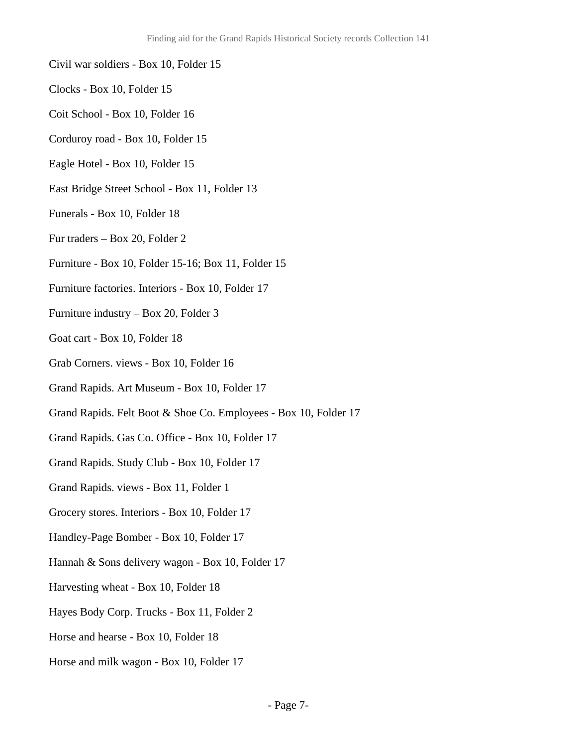Civil war soldiers - Box 10, Folder 15

Clocks - Box 10, Folder 15

Coit School - Box 10, Folder 16

Corduroy road - Box 10, Folder 15

Eagle Hotel - Box 10, Folder 15

East Bridge Street School - Box 11, Folder 13

Funerals - Box 10, Folder 18

Fur traders – Box 20, Folder 2

Furniture - Box 10, Folder 15-16; Box 11, Folder 15

Furniture factories. Interiors - Box 10, Folder 17

Furniture industry – Box 20, Folder 3

Goat cart - Box 10, Folder 18

Grab Corners. views - Box 10, Folder 16

Grand Rapids. Art Museum - Box 10, Folder 17

Grand Rapids. Felt Boot & Shoe Co. Employees - Box 10, Folder 17

Grand Rapids. Gas Co. Office - Box 10, Folder 17

Grand Rapids. Study Club - Box 10, Folder 17

Grand Rapids. views - Box 11, Folder 1

Grocery stores. Interiors - Box 10, Folder 17

Handley-Page Bomber - Box 10, Folder 17

Hannah & Sons delivery wagon - Box 10, Folder 17

Harvesting wheat - Box 10, Folder 18

Hayes Body Corp. Trucks - Box 11, Folder 2

Horse and hearse - Box 10, Folder 18

Horse and milk wagon - Box 10, Folder 17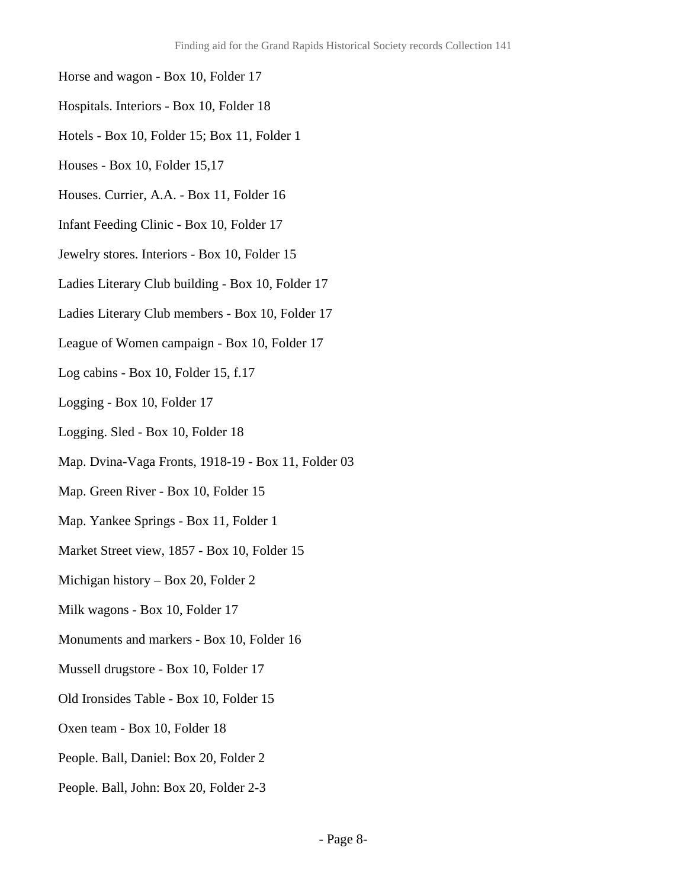Horse and wagon - Box 10, Folder 17

Hospitals. Interiors - Box 10, Folder 18

Hotels - Box 10, Folder 15; Box 11, Folder 1

Houses - Box 10, Folder 15,17

Houses. Currier, A.A. - Box 11, Folder 16

Infant Feeding Clinic - Box 10, Folder 17

Jewelry stores. Interiors - Box 10, Folder 15

Ladies Literary Club building - Box 10, Folder 17

Ladies Literary Club members - Box 10, Folder 17

League of Women campaign - Box 10, Folder 17

Log cabins - Box 10, Folder 15, f.17

Logging - Box 10, Folder 17

Logging. Sled - Box 10, Folder 18

Map. Dvina-Vaga Fronts, 1918-19 - Box 11, Folder 03

Map. Green River - Box 10, Folder 15

Map. Yankee Springs - Box 11, Folder 1

Market Street view, 1857 - Box 10, Folder 15

Michigan history – Box 20, Folder 2

Milk wagons - Box 10, Folder 17

Monuments and markers - Box 10, Folder 16

Mussell drugstore - Box 10, Folder 17

Old Ironsides Table - Box 10, Folder 15

Oxen team - Box 10, Folder 18

People. Ball, Daniel: Box 20, Folder 2

People. Ball, John: Box 20, Folder 2-3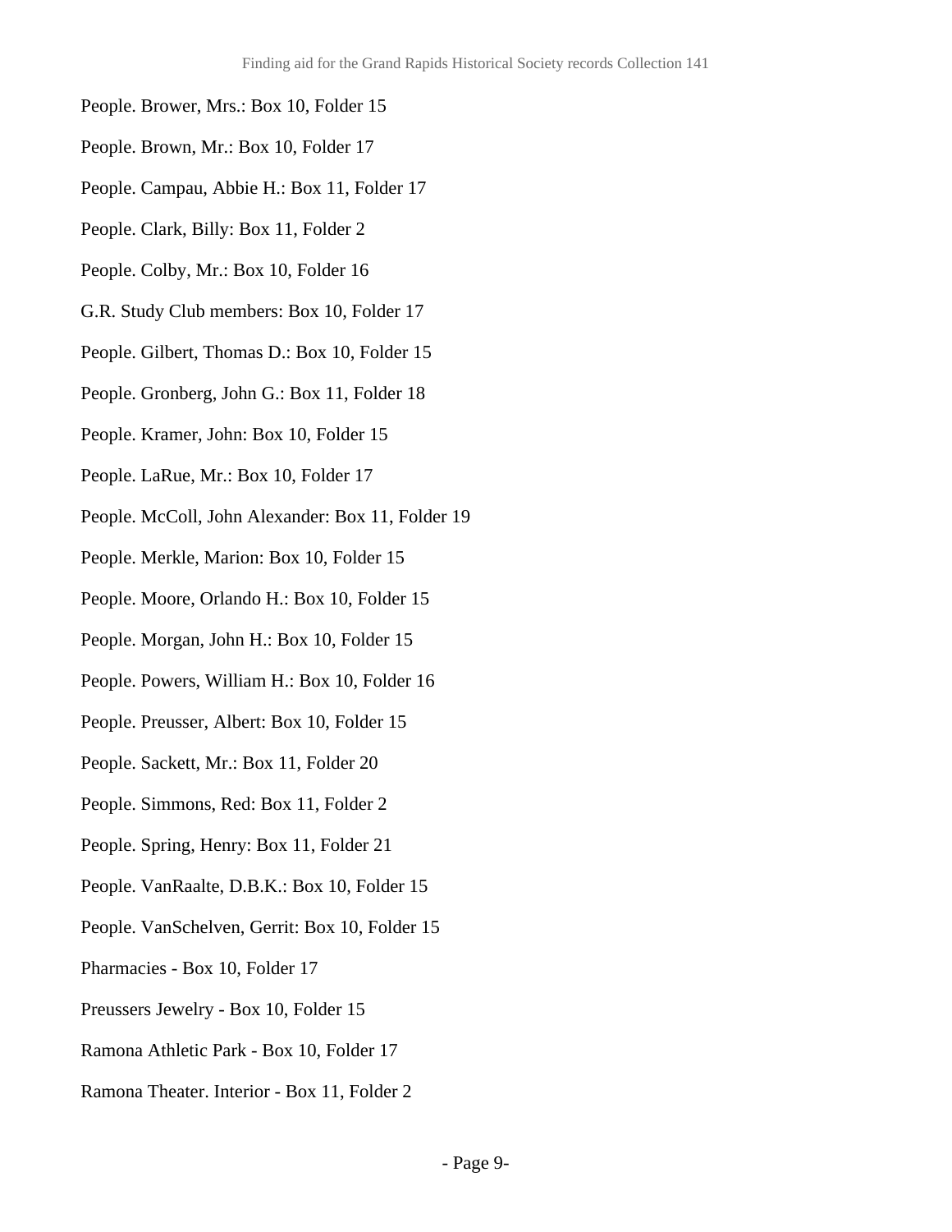People. Brower, Mrs.: Box 10, Folder 15

People. Brown, Mr.: Box 10, Folder 17

People. Campau, Abbie H.: Box 11, Folder 17

People. Clark, Billy: Box 11, Folder 2

People. Colby, Mr.: Box 10, Folder 16

G.R. Study Club members: Box 10, Folder 17

People. Gilbert, Thomas D.: Box 10, Folder 15

People. Gronberg, John G.: Box 11, Folder 18

People. Kramer, John: Box 10, Folder 15

People. LaRue, Mr.: Box 10, Folder 17

People. McColl, John Alexander: Box 11, Folder 19

People. Merkle, Marion: Box 10, Folder 15

People. Moore, Orlando H.: Box 10, Folder 15

People. Morgan, John H.: Box 10, Folder 15

People. Powers, William H.: Box 10, Folder 16

People. Preusser, Albert: Box 10, Folder 15

People. Sackett, Mr.: Box 11, Folder 20

People. Simmons, Red: Box 11, Folder 2

People. Spring, Henry: Box 11, Folder 21

People. VanRaalte, D.B.K.: Box 10, Folder 15

People. VanSchelven, Gerrit: Box 10, Folder 15

Pharmacies - Box 10, Folder 17

Preussers Jewelry - Box 10, Folder 15

Ramona Athletic Park - Box 10, Folder 17

Ramona Theater. Interior - Box 11, Folder 2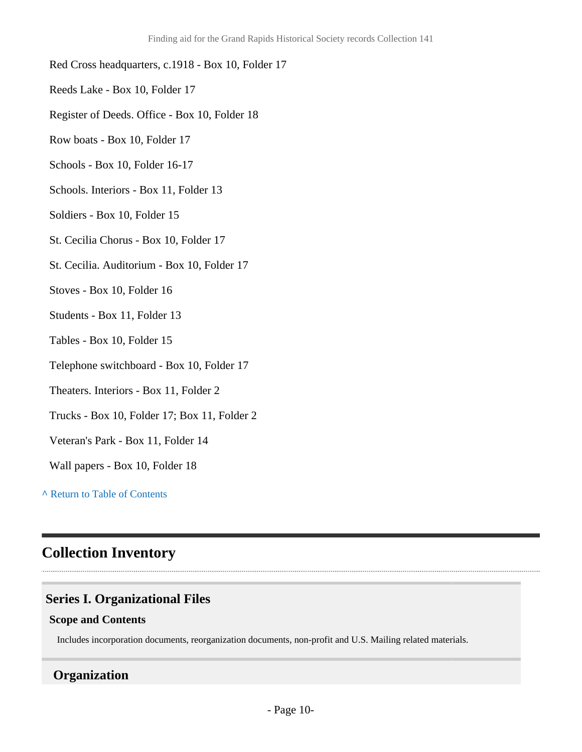Red Cross headquarters, c.1918 - Box 10, Folder 17

Reeds Lake - Box 10, Folder 17

Register of Deeds. Office - Box 10, Folder 18

Row boats - Box 10, Folder 17

Schools - Box 10, Folder 16-17

Schools. Interiors - Box 11, Folder 13

Soldiers - Box 10, Folder 15

St. Cecilia Chorus - Box 10, Folder 17

St. Cecilia. Auditorium - Box 10, Folder 17

Stoves - Box 10, Folder 16

Students - Box 11, Folder 13

Tables - Box 10, Folder 15

Telephone switchboard - Box 10, Folder 17

Theaters. Interiors - Box 11, Folder 2

Trucks - Box 10, Folder 17; Box 11, Folder 2

Veteran's Park - Box 11, Folder 14

Wall papers - Box 10, Folder 18

^ Return to Table of Contents

---

## Collection Inventory

### Series I. Organizational Files

**Scope and Contents**

Includes incorporation documents, reorganization documents, non-profit and U.S. Mailing related materials.

### Organization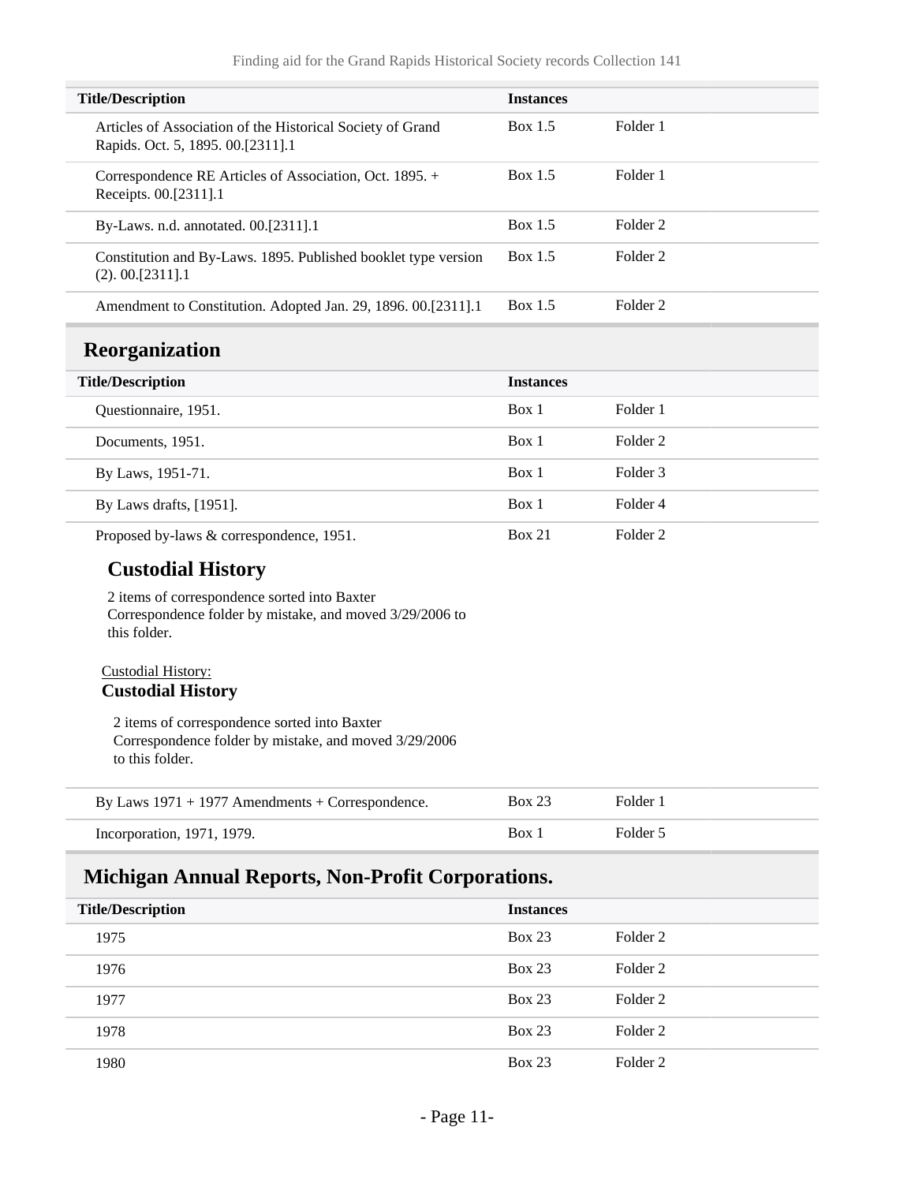| Title/Description | Instances | |
| --- | --- | --- |
| Articles of Association of the Historical Society of Grand Rapids. Oct. 5, 1895. 00.[2311].1 | Box 1.5 | Folder 1 |
| Correspondence RE Articles of Association, Oct. 1895. + Receipts. 00.[2311].1 | Box 1.5 | Folder 1 |
| By-Laws. n.d. annotated. 00.[2311].1 | Box 1.5 | Folder 2 |
| Constitution and By-Laws. 1895. Published booklet type version (2). 00.[2311].1 | Box 1.5 | Folder 2 |
| Amendment to Constitution. Adopted Jan. 29, 1896. 00.[2311].1 | Box 1.5 | Folder 2 |

## Reorganization

| Title/Description | Instances | |
| --- | --- | --- |
| Questionnaire, 1951. | Box 1 | Folder 1 |
| Documents, 1951. | Box 1 | Folder 2 |
| By Laws, 1951-71. | Box 1 | Folder 3 |
| By Laws drafts, [1951]. | Box 1 | Folder 4 |
| Proposed by-laws & correspondence, 1951. | Box 21 | Folder 2 |

### Custodial History

2 items of correspondence sorted into Baxter Correspondence folder by mistake, and moved 3/29/2006 to this folder.

Custodial History:

**Custodial History**

2 items of correspondence sorted into Baxter Correspondence folder by mistake, and moved 3/29/2006 to this folder.

| Title/Description | Instances | |
| --- | --- | --- |
| By Laws 1971 + 1977 Amendments + Correspondence. | Box 23 | Folder 1 |
| Incorporation, 1971, 1979. | Box 1 | Folder 5 |

## Michigan Annual Reports, Non-Profit Corporations.

| Title/Description | Instances | |
| --- | --- | --- |
| 1975 | Box 23 | Folder 2 |
| 1976 | Box 23 | Folder 2 |
| 1977 | Box 23 | Folder 2 |
| 1978 | Box 23 | Folder 2 |
| 1980 | Box 23 | Folder 2 |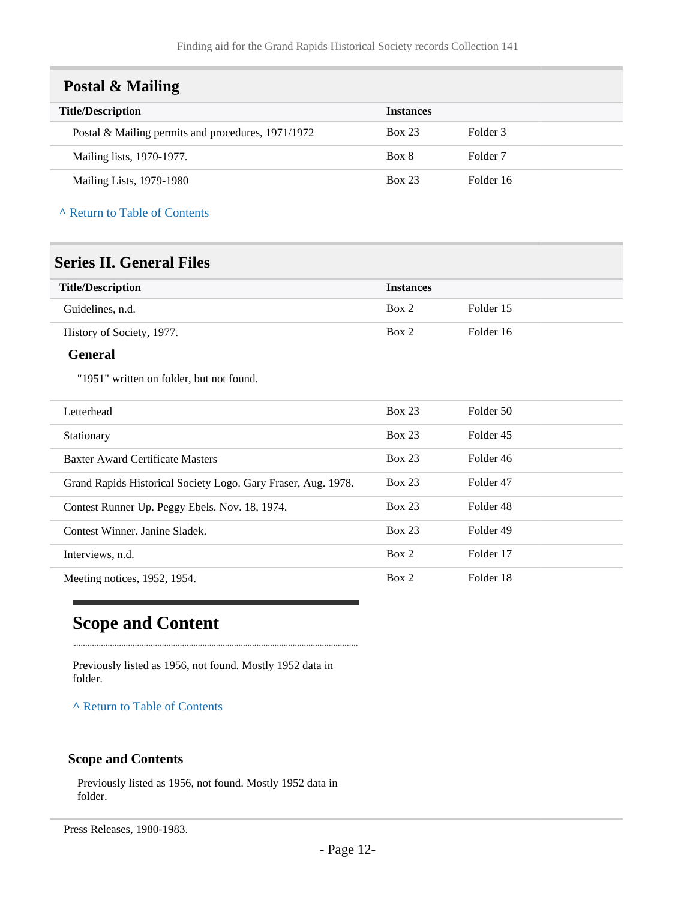## Postal & Mailing

| Title/Description | Instances | |
|---|---|---|
| Postal & Mailing permits and procedures, 1971/1972 | Box 23 | Folder 3 |
| Mailing lists, 1970-1977. | Box 8 | Folder 7 |
| Mailing Lists, 1979-1980 | Box 23 | Folder 16 |

^ Return to Table of Contents

## Series II. General Files

| Title/Description | Instances | |
|---|---|---|
| Guidelines, n.d. | Box 2 | Folder 15 |
| History of Society, 1977. | Box 2 | Folder 16 |

**General**

"1951" written on folder, but not found.

| Title/Description | Instances | |
|---|---|---|
| Letterhead | Box 23 | Folder 50 |
| Stationary | Box 23 | Folder 45 |
| Baxter Award Certificate Masters | Box 23 | Folder 46 |
| Grand Rapids Historical Society Logo. Gary Fraser, Aug. 1978. | Box 23 | Folder 47 |
| Contest Runner Up. Peggy Ebels. Nov. 18, 1974. | Box 23 | Folder 48 |
| Contest Winner. Janine Sladek. | Box 23 | Folder 49 |
| Interviews, n.d. | Box 2 | Folder 17 |
| Meeting notices, 1952, 1954. | Box 2 | Folder 18 |

## Scope and Content

Previously listed as 1956, not found. Mostly 1952 data in folder.

^ Return to Table of Contents

**Scope and Contents**

Previously listed as 1956, not found. Mostly 1952 data in folder.

Press Releases, 1980-1983.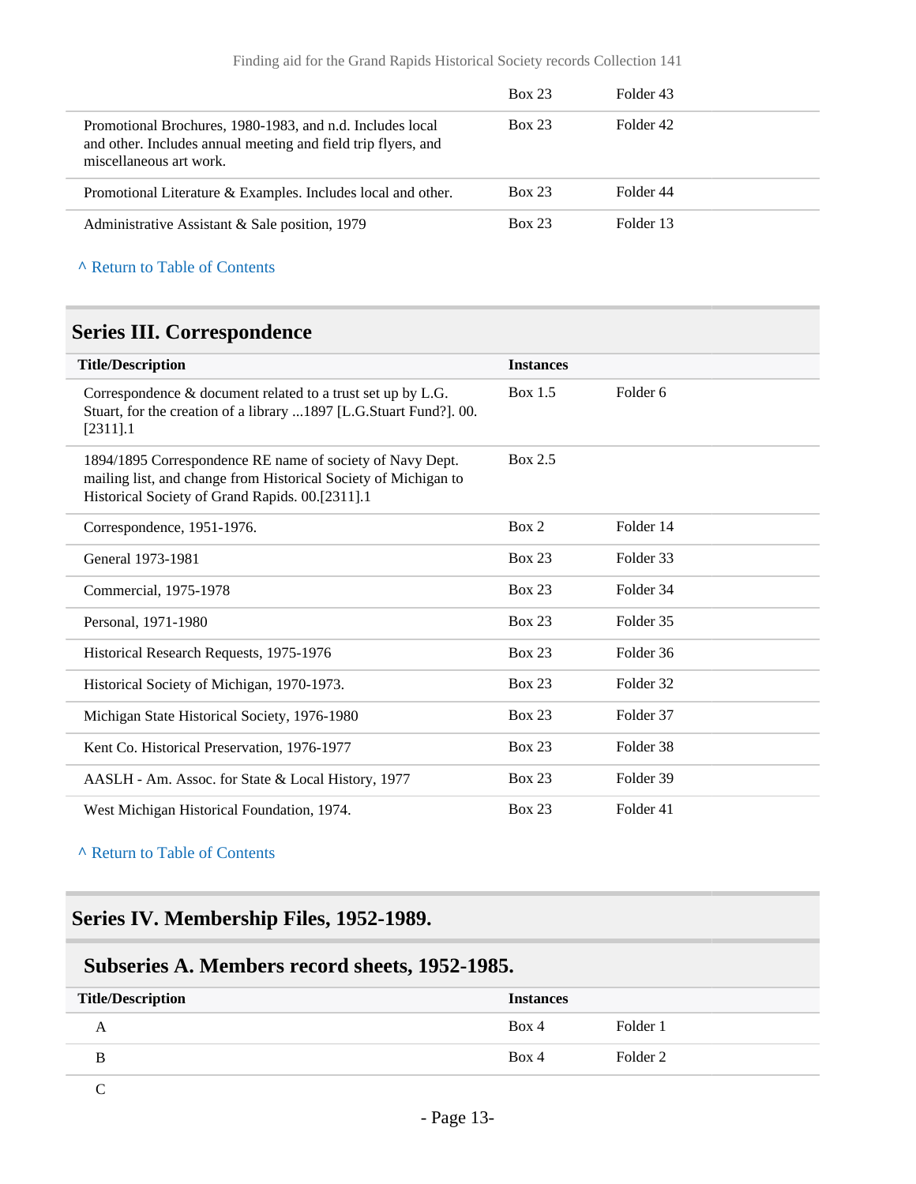| | Box 23 | Folder 43 |
|---|---|---|
| Promotional Brochures, 1980-1983, and n.d. Includes local and other. Includes annual meeting and field trip flyers, and miscellaneous art work. | Box 23 | Folder 42 |
| Promotional Literature & Examples. Includes local and other. | Box 23 | Folder 44 |
| Administrative Assistant & Sale position, 1979 | Box 23 | Folder 13 |

^ Return to Table of Contents

## Series III. Correspondence

| Title/Description | Instances | |
|---|---|---|
| Correspondence & document related to a trust set up by L.G. Stuart, for the creation of a library ...1897 [L.G.Stuart Fund?]. 00.[2311].1 | Box 1.5 | Folder 6 |
| 1894/1895 Correspondence RE name of society of Navy Dept. mailing list, and change from Historical Society of Michigan to Historical Society of Grand Rapids. 00.[2311].1 | Box 2.5 | |
| Correspondence, 1951-1976. | Box 2 | Folder 14 |
| General 1973-1981 | Box 23 | Folder 33 |
| Commercial, 1975-1978 | Box 23 | Folder 34 |
| Personal, 1971-1980 | Box 23 | Folder 35 |
| Historical Research Requests, 1975-1976 | Box 23 | Folder 36 |
| Historical Society of Michigan, 1970-1973. | Box 23 | Folder 32 |
| Michigan State Historical Society, 1976-1980 | Box 23 | Folder 37 |
| Kent Co. Historical Preservation, 1976-1977 | Box 23 | Folder 38 |
| AASLH - Am. Assoc. for State & Local History, 1977 | Box 23 | Folder 39 |
| West Michigan Historical Foundation, 1974. | Box 23 | Folder 41 |

^ Return to Table of Contents

## Series IV. Membership Files, 1952-1989.

### Subseries A. Members record sheets, 1952-1985.

| Title/Description | Instances | |
|---|---|---|
| A | Box 4 | Folder 1 |
| B | Box 4 | Folder 2 |
| C | | |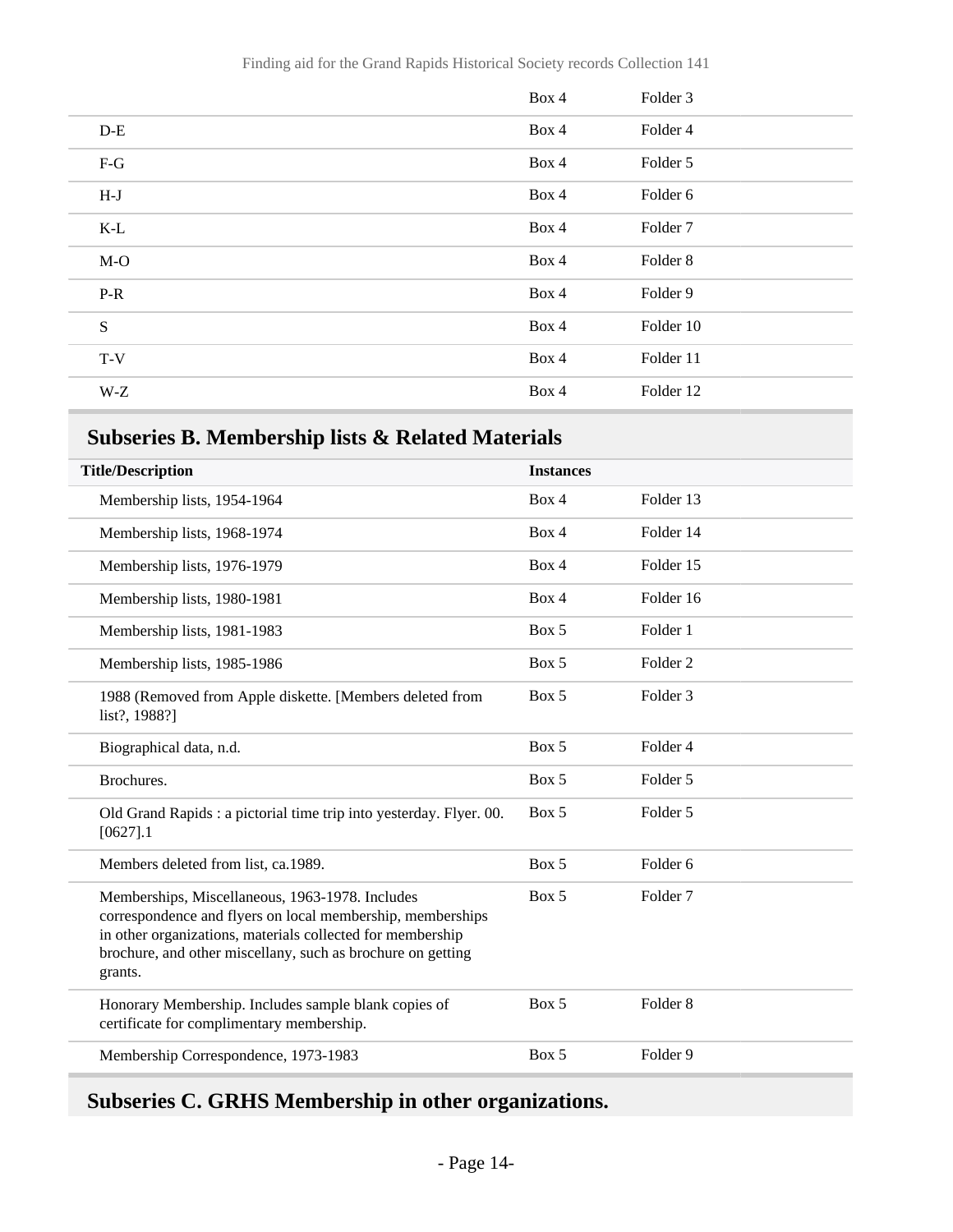|  | Box 4 | Folder 3 |
| --- | --- | --- |
| D-E | Box 4 | Folder 4 |
| F-G | Box 4 | Folder 5 |
| H-J | Box 4 | Folder 6 |
| K-L | Box 4 | Folder 7 |
| M-O | Box 4 | Folder 8 |
| P-R | Box 4 | Folder 9 |
| S | Box 4 | Folder 10 |
| T-V | Box 4 | Folder 11 |
| W-Z | Box 4 | Folder 12 |

## Subseries B. Membership lists & Related Materials

| Title/Description | Instances | |
| --- | --- | --- |
| Membership lists, 1954-1964 | Box 4 | Folder 13 |
| Membership lists, 1968-1974 | Box 4 | Folder 14 |
| Membership lists, 1976-1979 | Box 4 | Folder 15 |
| Membership lists, 1980-1981 | Box 4 | Folder 16 |
| Membership lists, 1981-1983 | Box 5 | Folder 1 |
| Membership lists, 1985-1986 | Box 5 | Folder 2 |
| 1988 (Removed from Apple diskette. [Members deleted from list?, 1988?] | Box 5 | Folder 3 |
| Biographical data, n.d. | Box 5 | Folder 4 |
| Brochures. | Box 5 | Folder 5 |
| Old Grand Rapids : a pictorial time trip into yesterday. Flyer. 00. [0627].1 | Box 5 | Folder 5 |
| Members deleted from list, ca.1989. | Box 5 | Folder 6 |
| Memberships, Miscellaneous, 1963-1978. Includes correspondence and flyers on local membership, memberships in other organizations, materials collected for membership brochure, and other miscellany, such as brochure on getting grants. | Box 5 | Folder 7 |
| Honorary Membership. Includes sample blank copies of certificate for complimentary membership. | Box 5 | Folder 8 |
| Membership Correspondence, 1973-1983 | Box 5 | Folder 9 |

## Subseries C. GRHS Membership in other organizations.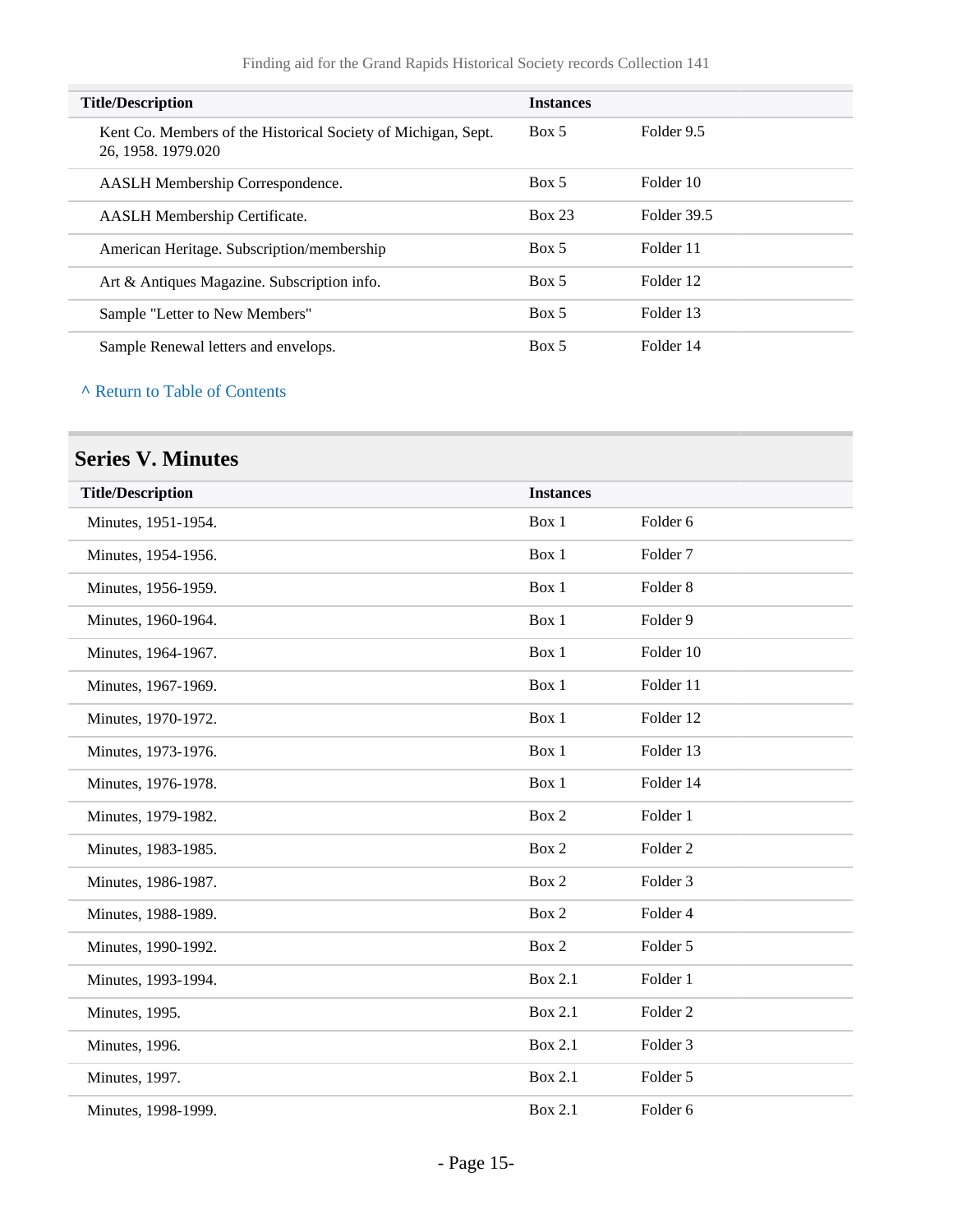| Title/Description | Instances | |
|---|---|---|
| Kent Co. Members of the Historical Society of Michigan, Sept. 26, 1958. 1979.020 | Box 5 | Folder 9.5 |
| AASLH Membership Correspondence. | Box 5 | Folder 10 |
| AASLH Membership Certificate. | Box 23 | Folder 39.5 |
| American Heritage. Subscription/membership | Box 5 | Folder 11 |
| Art & Antiques Magazine. Subscription info. | Box 5 | Folder 12 |
| Sample "Letter to New Members" | Box 5 | Folder 13 |
| Sample Renewal letters and envelops. | Box 5 | Folder 14 |

^ Return to Table of Contents

## Series V. Minutes

| Title/Description | Instances | |
|---|---|---|
| Minutes, 1951-1954. | Box 1 | Folder 6 |
| Minutes, 1954-1956. | Box 1 | Folder 7 |
| Minutes, 1956-1959. | Box 1 | Folder 8 |
| Minutes, 1960-1964. | Box 1 | Folder 9 |
| Minutes, 1964-1967. | Box 1 | Folder 10 |
| Minutes, 1967-1969. | Box 1 | Folder 11 |
| Minutes, 1970-1972. | Box 1 | Folder 12 |
| Minutes, 1973-1976. | Box 1 | Folder 13 |
| Minutes, 1976-1978. | Box 1 | Folder 14 |
| Minutes, 1979-1982. | Box 2 | Folder 1 |
| Minutes, 1983-1985. | Box 2 | Folder 2 |
| Minutes, 1986-1987. | Box 2 | Folder 3 |
| Minutes, 1988-1989. | Box 2 | Folder 4 |
| Minutes, 1990-1992. | Box 2 | Folder 5 |
| Minutes, 1993-1994. | Box 2.1 | Folder 1 |
| Minutes, 1995. | Box 2.1 | Folder 2 |
| Minutes, 1996. | Box 2.1 | Folder 3 |
| Minutes, 1997. | Box 2.1 | Folder 5 |
| Minutes, 1998-1999. | Box 2.1 | Folder 6 |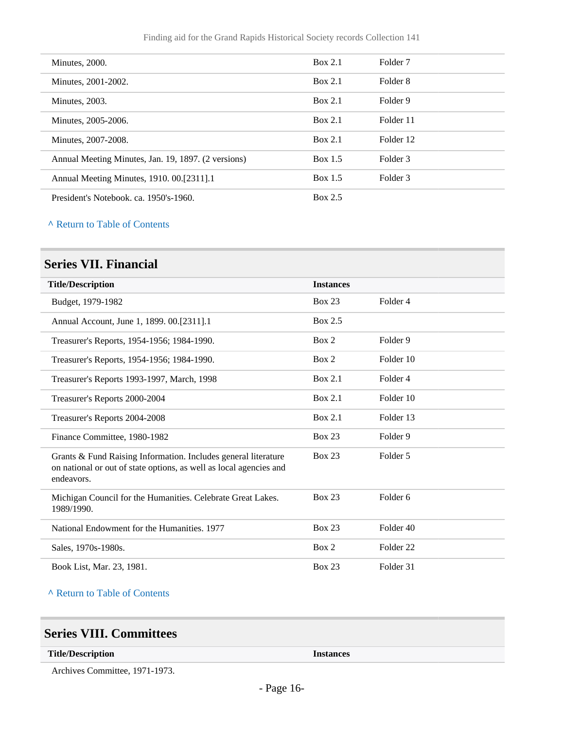| | | |
|---|---|---|
| Minutes, 2000. | Box 2.1 | Folder 7 |
| Minutes, 2001-2002. | Box 2.1 | Folder 8 |
| Minutes, 2003. | Box 2.1 | Folder 9 |
| Minutes, 2005-2006. | Box 2.1 | Folder 11 |
| Minutes, 2007-2008. | Box 2.1 | Folder 12 |
| Annual Meeting Minutes, Jan. 19, 1897. (2 versions) | Box 1.5 | Folder 3 |
| Annual Meeting Minutes, 1910. 00.[2311].1 | Box 1.5 | Folder 3 |
| President's Notebook. ca. 1950's-1960. | Box 2.5 | |

^ Return to Table of Contents

## Series VII. Financial

| Title/Description | Instances | |
|---|---|---|
| Budget, 1979-1982 | Box 23 | Folder 4 |
| Annual Account, June 1, 1899. 00.[2311].1 | Box 2.5 | |
| Treasurer's Reports, 1954-1956; 1984-1990. | Box 2 | Folder 9 |
| Treasurer's Reports, 1954-1956; 1984-1990. | Box 2 | Folder 10 |
| Treasurer's Reports 1993-1997, March, 1998 | Box 2.1 | Folder 4 |
| Treasurer's Reports 2000-2004 | Box 2.1 | Folder 10 |
| Treasurer's Reports 2004-2008 | Box 2.1 | Folder 13 |
| Finance Committee, 1980-1982 | Box 23 | Folder 9 |
| Grants & Fund Raising Information. Includes general literature on national or out of state options, as well as local agencies and endeavors. | Box 23 | Folder 5 |
| Michigan Council for the Humanities. Celebrate Great Lakes. 1989/1990. | Box 23 | Folder 6 |
| National Endowment for the Humanities. 1977 | Box 23 | Folder 40 |
| Sales, 1970s-1980s. | Box 2 | Folder 22 |
| Book List, Mar. 23, 1981. | Box 23 | Folder 31 |

^ Return to Table of Contents

## Series VIII. Committees

| Title/Description | Instances |
|---|---|
| Archives Committee, 1971-1973. | |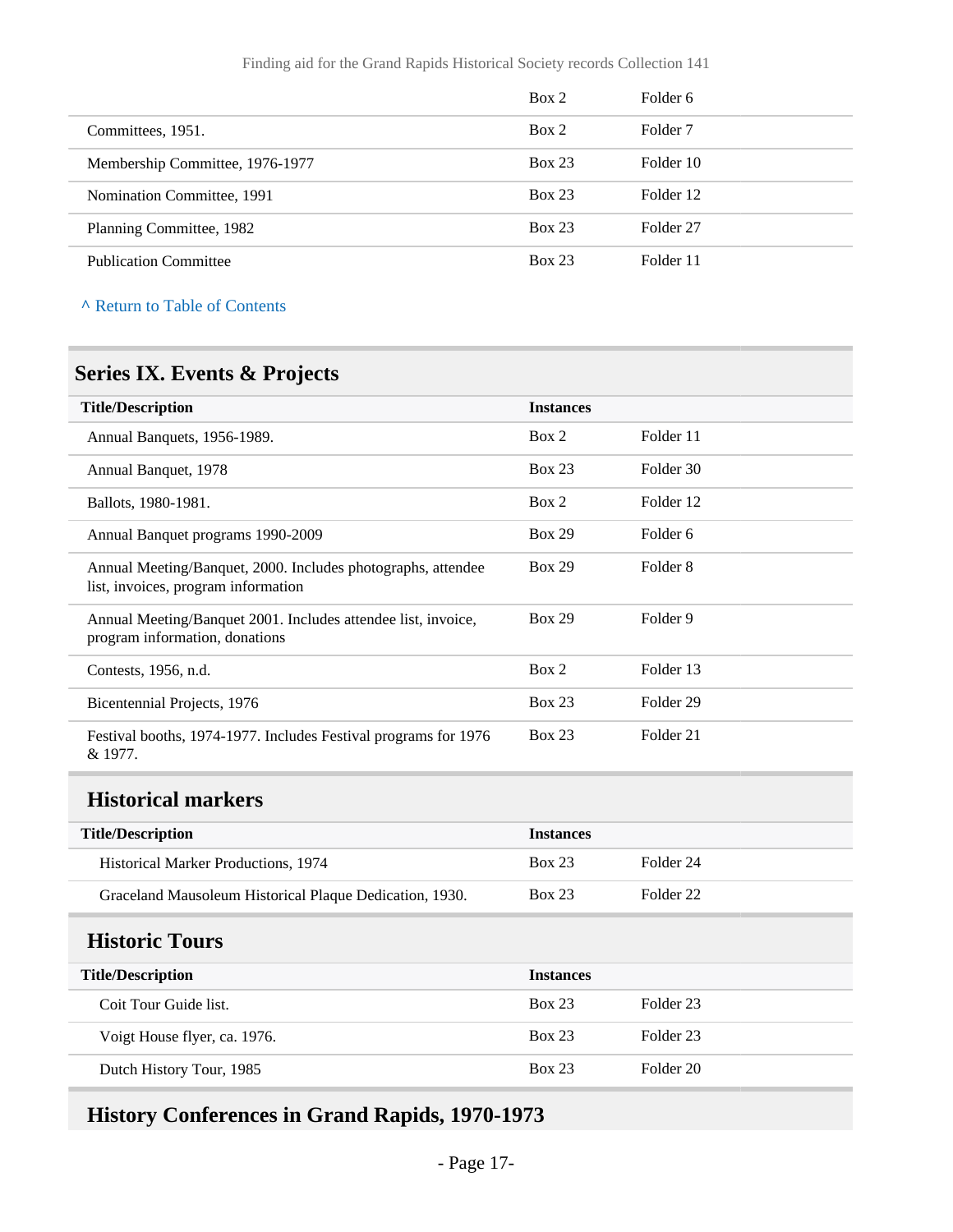| | | |
|---|---|---|
| | Box 2 | Folder 6 |
| Committees, 1951. | Box 2 | Folder 7 |
| Membership Committee, 1976-1977 | Box 23 | Folder 10 |
| Nomination Committee, 1991 | Box 23 | Folder 12 |
| Planning Committee, 1982 | Box 23 | Folder 27 |
| Publication Committee | Box 23 | Folder 11 |

^ Return to Table of Contents

## Series IX. Events & Projects

| Title/Description | Instances | |
|---|---|---|
| Annual Banquets, 1956-1989. | Box 2 | Folder 11 |
| Annual Banquet, 1978 | Box 23 | Folder 30 |
| Ballots, 1980-1981. | Box 2 | Folder 12 |
| Annual Banquet programs 1990-2009 | Box 29 | Folder 6 |
| Annual Meeting/Banquet, 2000. Includes photographs, attendee list, invoices, program information | Box 29 | Folder 8 |
| Annual Meeting/Banquet 2001. Includes attendee list, invoice, program information, donations | Box 29 | Folder 9 |
| Contests, 1956, n.d. | Box 2 | Folder 13 |
| Bicentennial Projects, 1976 | Box 23 | Folder 29 |
| Festival booths, 1974-1977. Includes Festival programs for 1976 & 1977. | Box 23 | Folder 21 |

### Historical markers

| Title/Description | Instances | |
|---|---|---|
| Historical Marker Productions, 1974 | Box 23 | Folder 24 |
| Graceland Mausoleum Historical Plaque Dedication, 1930. | Box 23 | Folder 22 |

### Historic Tours

| Title/Description | Instances | |
|---|---|---|
| Coit Tour Guide list. | Box 23 | Folder 23 |
| Voigt House flyer, ca. 1976. | Box 23 | Folder 23 |
| Dutch History Tour, 1985 | Box 23 | Folder 20 |

### History Conferences in Grand Rapids, 1970-1973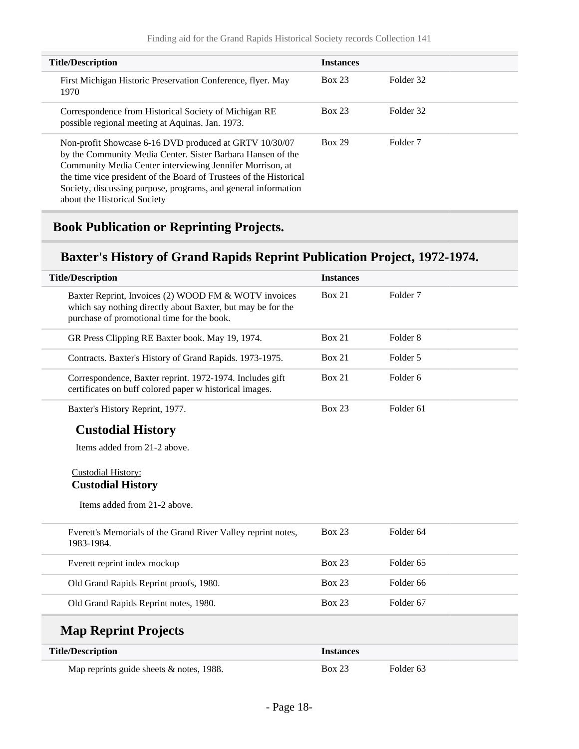| Title/Description | Instances | |
|---|---|---|
| First Michigan Historic Preservation Conference, flyer. May 1970 | Box 23 | Folder 32 |
| Correspondence from Historical Society of Michigan RE possible regional meeting at Aquinas. Jan. 1973. | Box 23 | Folder 32 |
| Non-profit Showcase 6-16 DVD produced at GRTV 10/30/07 by the Community Media Center. Sister Barbara Hansen of the Community Media Center interviewing Jennifer Morrison, at the time vice president of the Board of Trustees of the Historical Society, discussing purpose, programs, and general information about the Historical Society | Box 29 | Folder 7 |

## Book Publication or Reprinting Projects.

### Baxter's History of Grand Rapids Reprint Publication Project, 1972-1974.

| Title/Description | Instances | |
|---|---|---|
| Baxter Reprint, Invoices (2) WOOD FM & WOTV invoices which say nothing directly about Baxter, but may be for the purchase of promotional time for the book. | Box 21 | Folder 7 |
| GR Press Clipping RE Baxter book. May 19, 1974. | Box 21 | Folder 8 |
| Contracts. Baxter's History of Grand Rapids. 1973-1975. | Box 21 | Folder 5 |
| Correspondence, Baxter reprint. 1972-1974. Includes gift certificates on buff colored paper w historical images. | Box 21 | Folder 6 |
| Baxter's History Reprint, 1977. | Box 23 | Folder 61 |

#### Custodial History

Items added from 21-2 above.

Custodial History:

**Custodial History**

Items added from 21-2 above.

| Title/Description | Instances | |
|---|---|---|
| Everett's Memorials of the Grand River Valley reprint notes, 1983-1984. | Box 23 | Folder 64 |
| Everett reprint index mockup | Box 23 | Folder 65 |
| Old Grand Rapids Reprint proofs, 1980. | Box 23 | Folder 66 |
| Old Grand Rapids Reprint notes, 1980. | Box 23 | Folder 67 |

### Map Reprint Projects

| Title/Description | Instances | |
|---|---|---|
| Map reprints guide sheets & notes, 1988. | Box 23 | Folder 63 |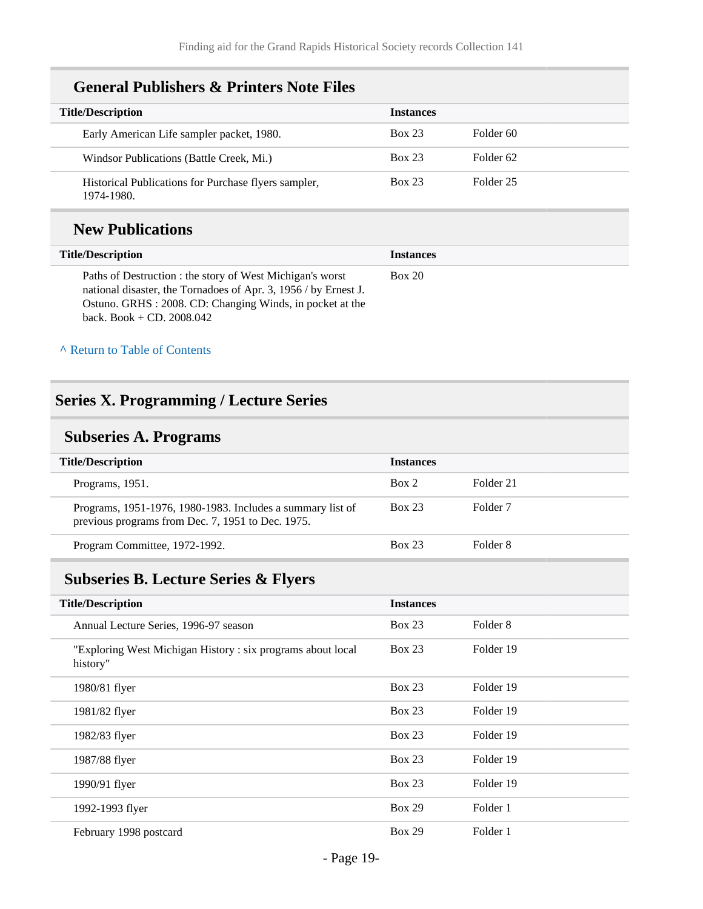### General Publishers & Printers Note Files

| Title/Description | Instances | |
|---|---|---|
| Early American Life sampler packet, 1980. | Box 23 | Folder 60 |
| Windsor Publications (Battle Creek, Mi.) | Box 23 | Folder 62 |
| Historical Publications for Purchase flyers sampler, 1974-1980. | Box 23 | Folder 25 |

### New Publications

| Title/Description | Instances |
|---|---|
| Paths of Destruction : the story of West Michigan's worst national disaster, the Tornadoes of Apr. 3, 1956 / by Ernest J. Ostuno. GRHS : 2008. CD: Changing Winds, in pocket at the back. Book + CD. 2008.042 | Box 20 |

^ Return to Table of Contents

## Series X. Programming / Lecture Series

### Subseries A. Programs

| Title/Description | Instances | |
|---|---|---|
| Programs, 1951. | Box 2 | Folder 21 |
| Programs, 1951-1976, 1980-1983. Includes a summary list of previous programs from Dec. 7, 1951 to Dec. 1975. | Box 23 | Folder 7 |
| Program Committee, 1972-1992. | Box 23 | Folder 8 |

### Subseries B. Lecture Series & Flyers

| Title/Description | Instances | |
|---|---|---|
| Annual Lecture Series, 1996-97 season | Box 23 | Folder 8 |
| "Exploring West Michigan History : six programs about local history" | Box 23 | Folder 19 |
| 1980/81 flyer | Box 23 | Folder 19 |
| 1981/82 flyer | Box 23 | Folder 19 |
| 1982/83 flyer | Box 23 | Folder 19 |
| 1987/88 flyer | Box 23 | Folder 19 |
| 1990/91 flyer | Box 23 | Folder 19 |
| 1992-1993 flyer | Box 29 | Folder 1 |
| February 1998 postcard | Box 29 | Folder 1 |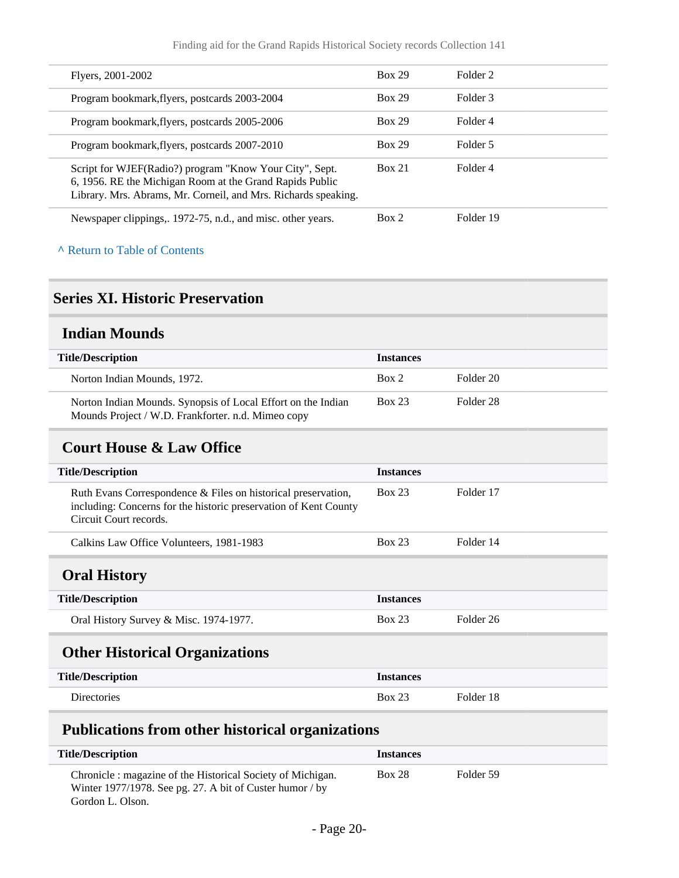| | | |
|---|---|---|
| Flyers, 2001-2002 | Box 29 | Folder 2 |
| Program bookmark,flyers, postcards 2003-2004 | Box 29 | Folder 3 |
| Program bookmark,flyers, postcards 2005-2006 | Box 29 | Folder 4 |
| Program bookmark,flyers, postcards 2007-2010 | Box 29 | Folder 5 |
| Script for WJEF(Radio?) program "Know Your City", Sept. 6, 1956. RE the Michigan Room at the Grand Rapids Public Library. Mrs. Abrams, Mr. Corneil, and Mrs. Richards speaking. | Box 21 | Folder 4 |
| Newspaper clippings,. 1972-75, n.d., and misc. other years. | Box 2 | Folder 19 |

^ Return to Table of Contents

## Series XI. Historic Preservation

### Indian Mounds

| Title/Description | Instances | |
|---|---|---|
| Norton Indian Mounds, 1972. | Box 2 | Folder 20 |
| Norton Indian Mounds. Synopsis of Local Effort on the Indian Mounds Project / W.D. Frankforter. n.d. Mimeo copy | Box 23 | Folder 28 |

### Court House & Law Office

| Title/Description | Instances | |
|---|---|---|
| Ruth Evans Correspondence & Files on historical preservation, including: Concerns for the historic preservation of Kent County Circuit Court records. | Box 23 | Folder 17 |
| Calkins Law Office Volunteers, 1981-1983 | Box 23 | Folder 14 |

### Oral History

| Title/Description | Instances | |
|---|---|---|
| Oral History Survey & Misc. 1974-1977. | Box 23 | Folder 26 |

### Other Historical Organizations

| Title/Description | Instances | |
|---|---|---|
| Directories | Box 23 | Folder 18 |

### Publications from other historical organizations

| Title/Description | Instances | |
|---|---|---|
| Chronicle : magazine of the Historical Society of Michigan. Winter 1977/1978. See pg. 27. A bit of Custer humor / by Gordon L. Olson. | Box 28 | Folder 59 |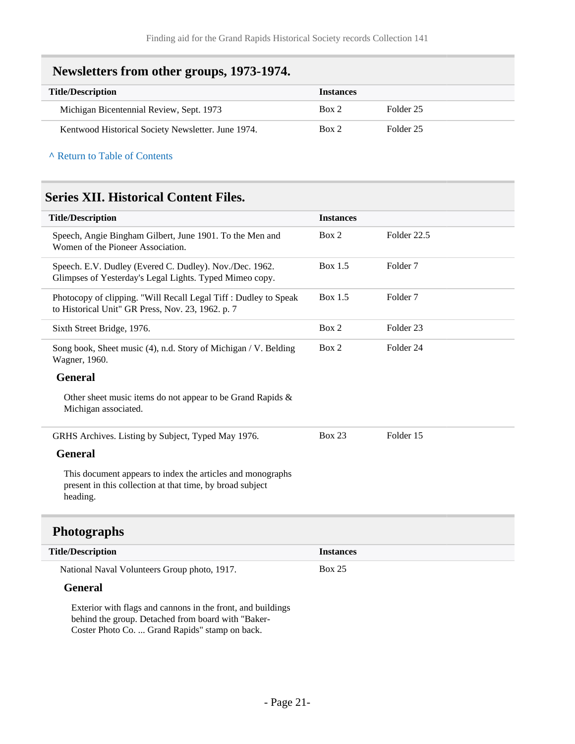## Newsletters from other groups, 1973-1974.

| Title/Description | Instances | |
|---|---|---|
| Michigan Bicentennial Review, Sept. 1973 | Box 2 | Folder 25 |
| Kentwood Historical Society Newsletter. June 1974. | Box 2 | Folder 25 |

^ Return to Table of Contents

## Series XII. Historical Content Files.

| Title/Description | Instances | |
|---|---|---|
| Speech, Angie Bingham Gilbert, June 1901. To the Men and Women of the Pioneer Association. | Box 2 | Folder 22.5 |
| Speech. E.V. Dudley (Evered C. Dudley). Nov./Dec. 1962. Glimpses of Yesterday's Legal Lights. Typed Mimeo copy. | Box 1.5 | Folder 7 |
| Photocopy of clipping. "Will Recall Legal Tiff : Dudley to Speak to Historical Unit" GR Press, Nov. 23, 1962. p. 7 | Box 1.5 | Folder 7 |
| Sixth Street Bridge, 1976. | Box 2 | Folder 23 |
| Song book, Sheet music (4), n.d. Story of Michigan / V. Belding Wagner, 1960. | Box 2 | Folder 24 |

### General

Other sheet music items do not appear to be Grand Rapids & Michigan associated.

| Title/Description | Instances | |
|---|---|---|
| GRHS Archives. Listing by Subject, Typed May 1976. | Box 23 | Folder 15 |

### General

This document appears to index the articles and monographs present in this collection at that time, by broad subject heading.

## Photographs

| Title/Description | Instances |
|---|---|
| National Naval Volunteers Group photo, 1917. | Box 25 |

### General

Exterior with flags and cannons in the front, and buildings behind the group. Detached from board with "Baker-Coster Photo Co. ... Grand Rapids" stamp on back.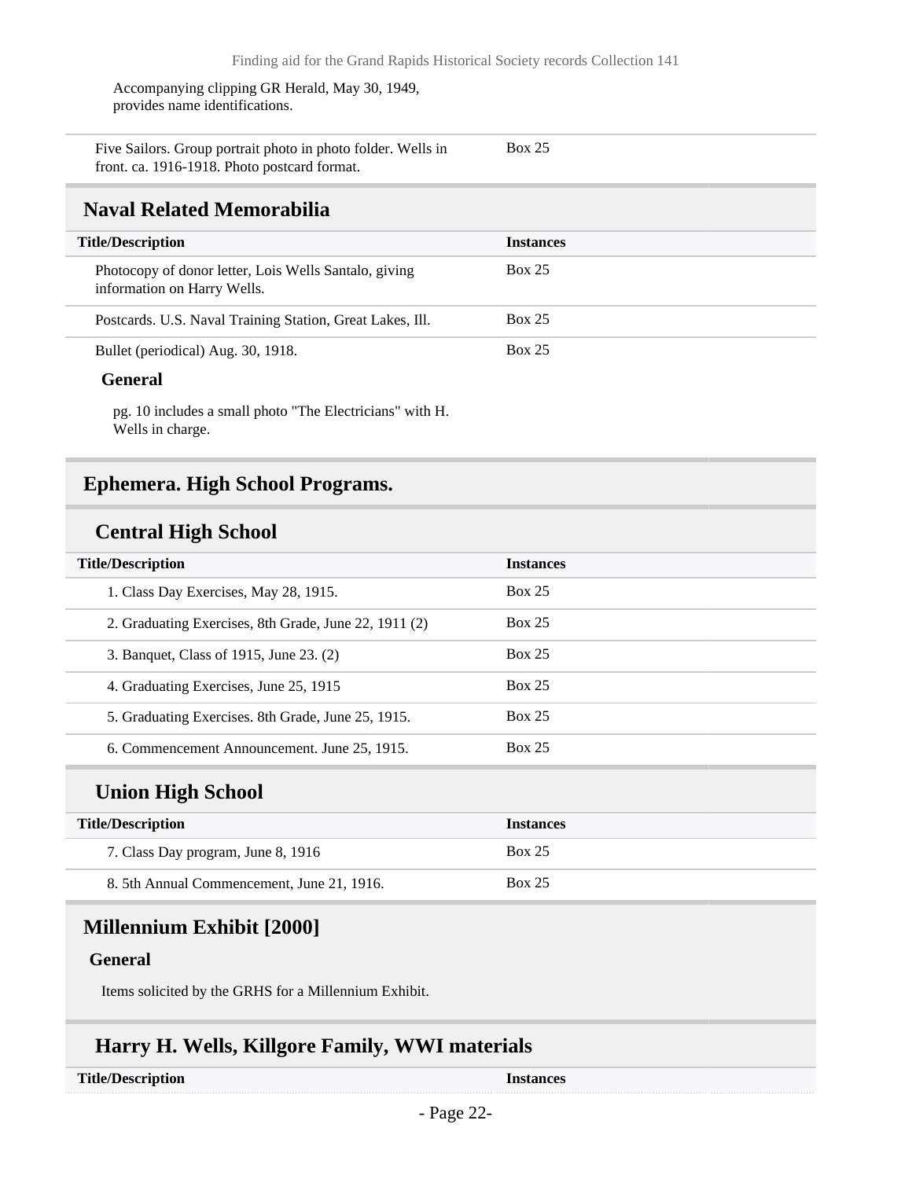Accompanying clipping GR Herald, May 30, 1949, provides name identifications.

| | |
|---|---|
| Five Sailors. Group portrait photo in photo folder. Wells in front. ca. 1916-1918. Photo postcard format. | Box 25 |

## Naval Related Memorabilia

| Title/Description | Instances |
|---|---|
| Photocopy of donor letter, Lois Wells Santalo, giving information on Harry Wells. | Box 25 |
| Postcards. U.S. Naval Training Station, Great Lakes, Ill. | Box 25 |
| Bullet (periodical) Aug. 30, 1918. | Box 25 |

**General**

pg. 10 includes a small photo "The Electricians" with H. Wells in charge.

## Ephemera. High School Programs.

### Central High School

| Title/Description | Instances |
|---|---|
| 1. Class Day Exercises, May 28, 1915. | Box 25 |
| 2. Graduating Exercises, 8th Grade, June 22, 1911 (2) | Box 25 |
| 3. Banquet, Class of 1915, June 23. (2) | Box 25 |
| 4. Graduating Exercises, June 25, 1915 | Box 25 |
| 5. Graduating Exercises. 8th Grade, June 25, 1915. | Box 25 |
| 6. Commencement Announcement. June 25, 1915. | Box 25 |

### Union High School

| Title/Description | Instances |
|---|---|
| 7. Class Day program, June 8, 1916 | Box 25 |
| 8. 5th Annual Commencement, June 21, 1916. | Box 25 |

## Millennium Exhibit [2000]

**General**

Items solicited by the GRHS for a Millennium Exhibit.

### Harry H. Wells, Killgore Family, WWI materials

| Title/Description | Instances |
|---|---|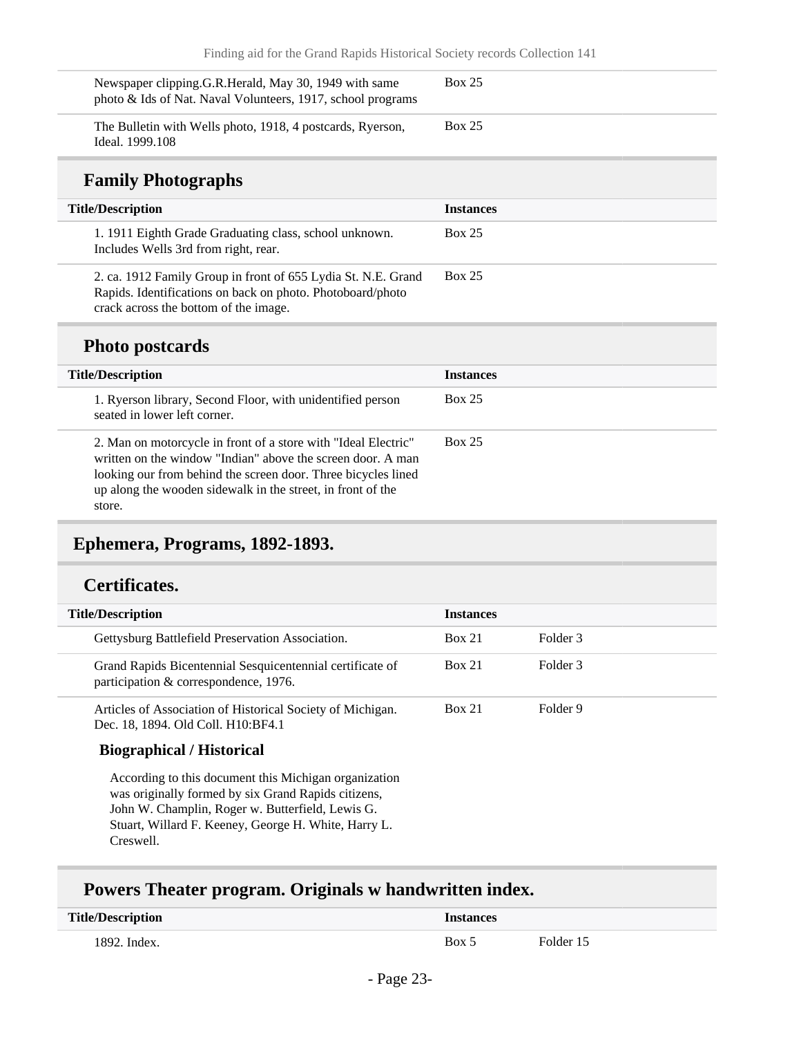| Title/Description | Instances |
| --- | --- |
| Newspaper clipping.G.R.Herald, May 30, 1949 with same photo & Ids of Nat. Naval Volunteers, 1917, school programs | Box 25 |
| The Bulletin with Wells photo, 1918, 4 postcards, Ryerson, Ideal. 1999.108 | Box 25 |

### Family Photographs

| Title/Description | Instances |
| --- | --- |
| 1. 1911 Eighth Grade Graduating class, school unknown. Includes Wells 3rd from right, rear. | Box 25 |
| 2. ca. 1912 Family Group in front of 655 Lydia St. N.E. Grand Rapids. Identifications on back on photo. Photoboard/photo crack across the bottom of the image. | Box 25 |

### Photo postcards

| Title/Description | Instances |
| --- | --- |
| 1. Ryerson library, Second Floor, with unidentified person seated in lower left corner. | Box 25 |
| 2. Man on motorcycle in front of a store with "Ideal Electric" written on the window "Indian" above the screen door. A man looking our from behind the screen door. Three bicycles lined up along the wooden sidewalk in the street, in front of the store. | Box 25 |

## Ephemera, Programs, 1892-1893.

### Certificates.

| Title/Description | Instances | |
| --- | --- | --- |
| Gettysburg Battlefield Preservation Association. | Box 21 | Folder 3 |
| Grand Rapids Bicentennial Sesquicentennial certificate of participation & correspondence, 1976. | Box 21 | Folder 3 |
| Articles of Association of Historical Society of Michigan. Dec. 18, 1894. Old Coll. H10:BF4.1 | Box 21 | Folder 9 |

#### Biographical / Historical

According to this document this Michigan organization was originally formed by six Grand Rapids citizens, John W. Champlin, Roger w. Butterfield, Lewis G. Stuart, Willard F. Keeney, George H. White, Harry L. Creswell.

### Powers Theater program. Originals w handwritten index.

| Title/Description | Instances | |
| --- | --- | --- |
| 1892. Index. | Box 5 | Folder 15 |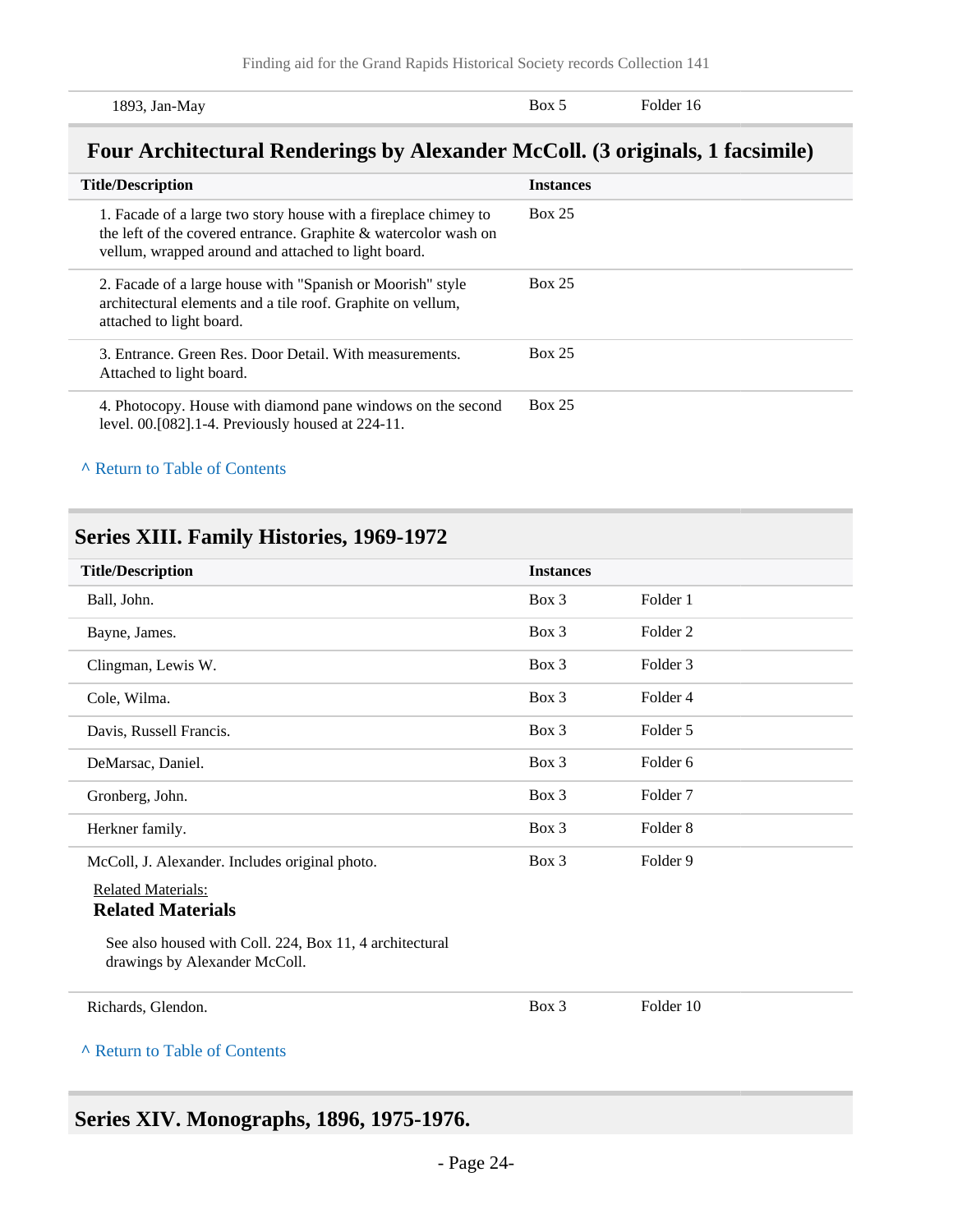| | | |
|---|---|---|
| 1893, Jan-May | Box 5 | Folder 16 |

## Four Architectural Renderings by Alexander McColl. (3 originals, 1 facsimile)

| Title/Description | Instances |
|---|---|
| 1. Facade of a large two story house with a fireplace chimey to the left of the covered entrance. Graphite & watercolor wash on vellum, wrapped around and attached to light board. | Box 25 |
| 2. Facade of a large house with "Spanish or Moorish" style architectural elements and a tile roof. Graphite on vellum, attached to light board. | Box 25 |
| 3. Entrance. Green Res. Door Detail. With measurements. Attached to light board. | Box 25 |
| 4. Photocopy. House with diamond pane windows on the second level. 00.[082].1-4. Previously housed at 224-11. | Box 25 |

^ Return to Table of Contents

## Series XIII. Family Histories, 1969-1972

| Title/Description | Instances | |
|---|---|---|
| Ball, John. | Box 3 | Folder 1 |
| Bayne, James. | Box 3 | Folder 2 |
| Clingman, Lewis W. | Box 3 | Folder 3 |
| Cole, Wilma. | Box 3 | Folder 4 |
| Davis, Russell Francis. | Box 3 | Folder 5 |
| DeMarsac, Daniel. | Box 3 | Folder 6 |
| Gronberg, John. | Box 3 | Folder 7 |
| Herkner family. | Box 3 | Folder 8 |
| McColl, J. Alexander. Includes original photo.<br>Related Materials:<br>**Related Materials**<br>See also housed with Coll. 224, Box 11, 4 architectural drawings by Alexander McColl. | Box 3 | Folder 9 |
| Richards, Glendon. | Box 3 | Folder 10 |

^ Return to Table of Contents

## Series XIV. Monographs, 1896, 1975-1976.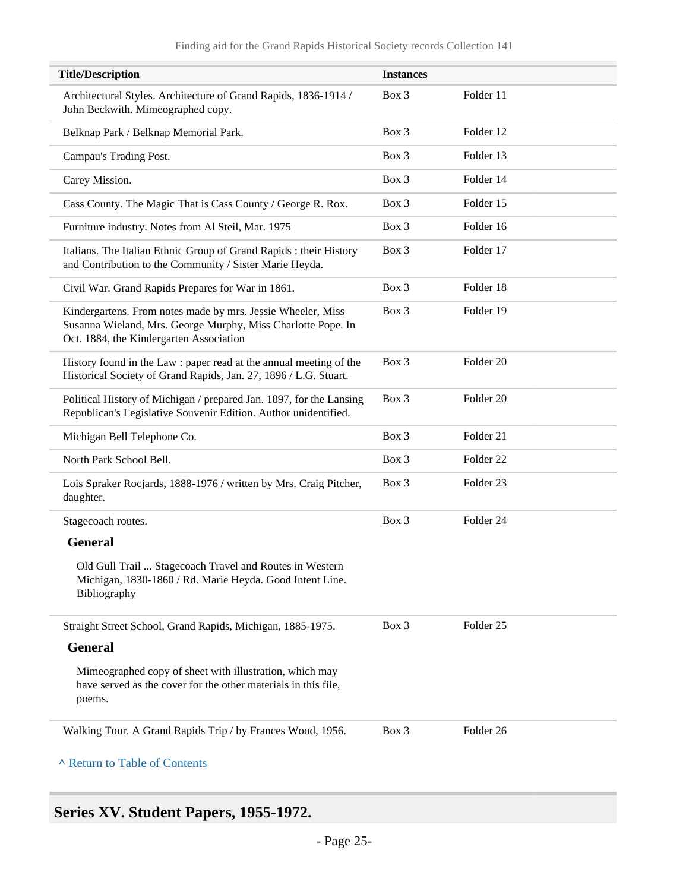| Title/Description | Instances | |
|---|---|---|
| Architectural Styles. Architecture of Grand Rapids, 1836-1914 / John Beckwith. Mimeographed copy. | Box 3 | Folder 11 |
| Belknap Park / Belknap Memorial Park. | Box 3 | Folder 12 |
| Campau's Trading Post. | Box 3 | Folder 13 |
| Carey Mission. | Box 3 | Folder 14 |
| Cass County. The Magic That is Cass County / George R. Rox. | Box 3 | Folder 15 |
| Furniture industry. Notes from Al Steil, Mar. 1975 | Box 3 | Folder 16 |
| Italians. The Italian Ethnic Group of Grand Rapids : their History and Contribution to the Community / Sister Marie Heyda. | Box 3 | Folder 17 |
| Civil War. Grand Rapids Prepares for War in 1861. | Box 3 | Folder 18 |
| Kindergartens. From notes made by mrs. Jessie Wheeler, Miss Susanna Wieland, Mrs. George Murphy, Miss Charlotte Pope. In Oct. 1884, the Kindergarten Association | Box 3 | Folder 19 |
| History found in the Law : paper read at the annual meeting of the Historical Society of Grand Rapids, Jan. 27, 1896 / L.G. Stuart. | Box 3 | Folder 20 |
| Political History of Michigan / prepared Jan. 1897, for the Lansing Republican's Legislative Souvenir Edition. Author unidentified. | Box 3 | Folder 20 |
| Michigan Bell Telephone Co. | Box 3 | Folder 21 |
| North Park School Bell. | Box 3 | Folder 22 |
| Lois Spraker Rocjards, 1888-1976 / written by Mrs. Craig Pitcher, daughter. | Box 3 | Folder 23 |
| Stagecoach routes.<br>**General**<br>Old Gull Trail ... Stagecoach Travel and Routes in Western Michigan, 1830-1860 / Rd. Marie Heyda. Good Intent Line. Bibliography | Box 3 | Folder 24 |
| Straight Street School, Grand Rapids, Michigan, 1885-1975.<br>**General**<br>Mimeographed copy of sheet with illustration, which may have served as the cover for the other materials in this file, poems. | Box 3 | Folder 25 |
| Walking Tour. A Grand Rapids Trip / by Frances Wood, 1956. | Box 3 | Folder 26 |

^ Return to Table of Contents

## Series XV. Student Papers, 1955-1972.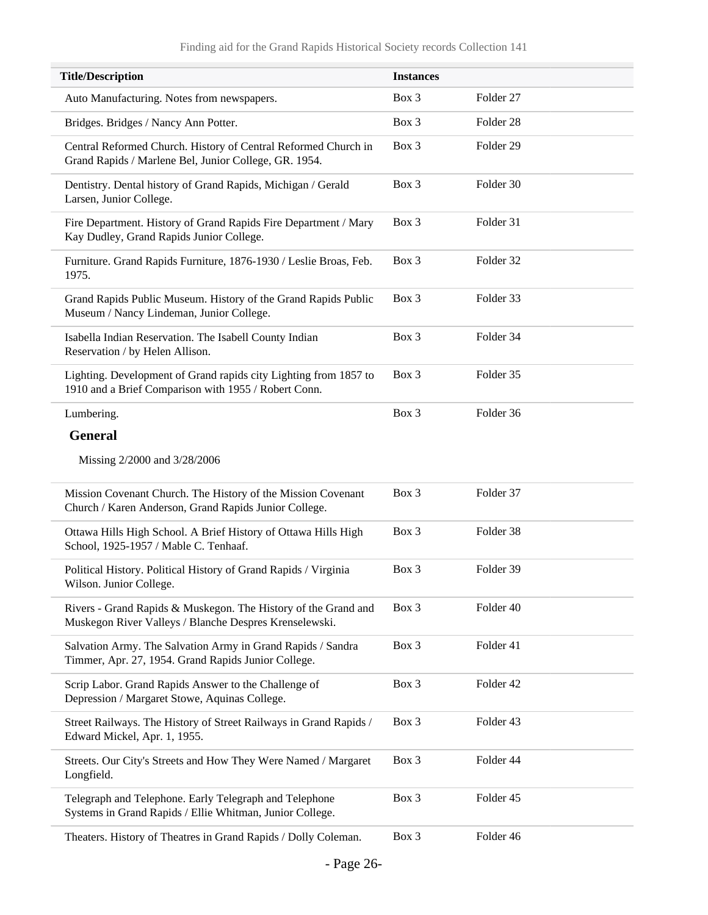| Title/Description | Instances | |
|---|---|---|
| Auto Manufacturing. Notes from newspapers. | Box 3 | Folder 27 |
| Bridges. Bridges / Nancy Ann Potter. | Box 3 | Folder 28 |
| Central Reformed Church. History of Central Reformed Church in Grand Rapids / Marlene Bel, Junior College, GR. 1954. | Box 3 | Folder 29 |
| Dentistry. Dental history of Grand Rapids, Michigan / Gerald Larsen, Junior College. | Box 3 | Folder 30 |
| Fire Department. History of Grand Rapids Fire Department / Mary Kay Dudley, Grand Rapids Junior College. | Box 3 | Folder 31 |
| Furniture. Grand Rapids Furniture, 1876-1930 / Leslie Broas, Feb. 1975. | Box 3 | Folder 32 |
| Grand Rapids Public Museum. History of the Grand Rapids Public Museum / Nancy Lindeman, Junior College. | Box 3 | Folder 33 |
| Isabella Indian Reservation. The Isabell County Indian Reservation / by Helen Allison. | Box 3 | Folder 34 |
| Lighting. Development of Grand rapids city Lighting from 1857 to 1910 and a Brief Comparison with 1955 / Robert Conn. | Box 3 | Folder 35 |
| Lumbering.<br>**General**<br>Missing 2/2000 and 3/28/2006 | Box 3 | Folder 36 |
| Mission Covenant Church. The History of the Mission Covenant Church / Karen Anderson, Grand Rapids Junior College. | Box 3 | Folder 37 |
| Ottawa Hills High School. A Brief History of Ottawa Hills High School, 1925-1957 / Mable C. Tenhaaf. | Box 3 | Folder 38 |
| Political History. Political History of Grand Rapids / Virginia Wilson. Junior College. | Box 3 | Folder 39 |
| Rivers - Grand Rapids & Muskegon. The History of the Grand and Muskegon River Valleys / Blanche Despres Krenselewski. | Box 3 | Folder 40 |
| Salvation Army. The Salvation Army in Grand Rapids / Sandra Timmer, Apr. 27, 1954. Grand Rapids Junior College. | Box 3 | Folder 41 |
| Scrip Labor. Grand Rapids Answer to the Challenge of Depression / Margaret Stowe, Aquinas College. | Box 3 | Folder 42 |
| Street Railways. The History of Street Railways in Grand Rapids / Edward Mickel, Apr. 1, 1955. | Box 3 | Folder 43 |
| Streets. Our City's Streets and How They Were Named / Margaret Longfield. | Box 3 | Folder 44 |
| Telegraph and Telephone. Early Telegraph and Telephone Systems in Grand Rapids / Ellie Whitman, Junior College. | Box 3 | Folder 45 |
| Theaters. History of Theatres in Grand Rapids / Dolly Coleman. | Box 3 | Folder 46 |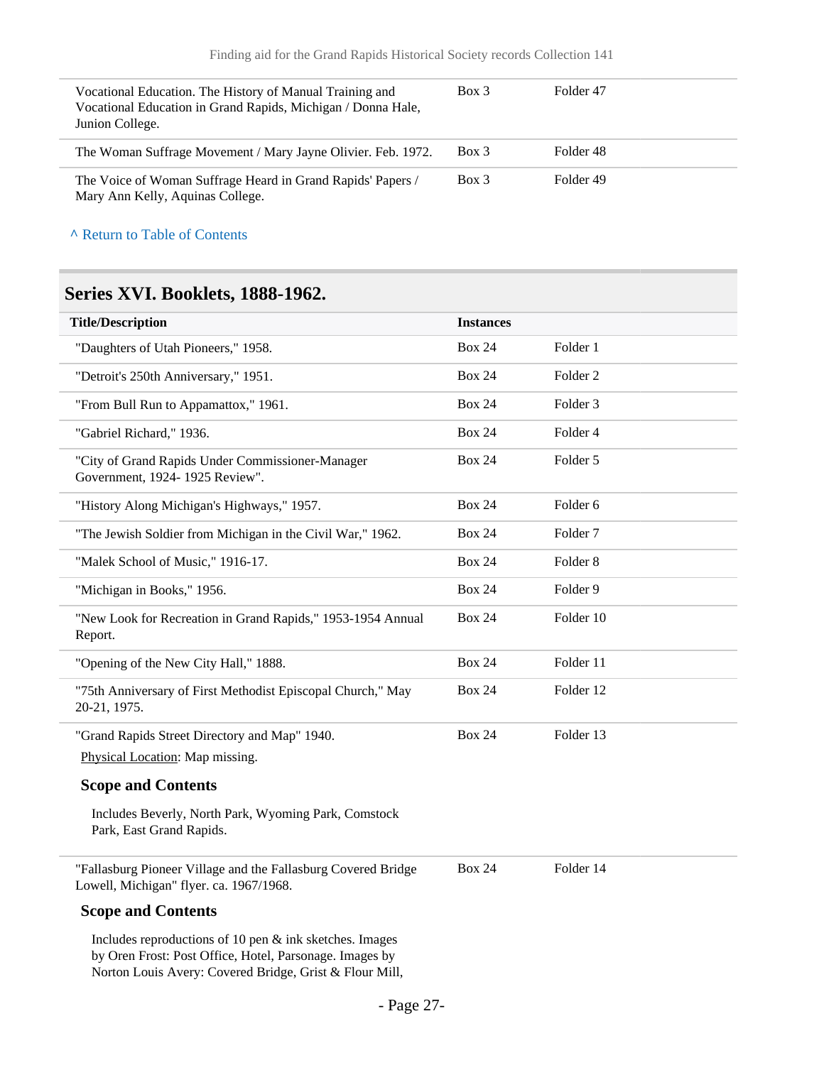| | | |
|---|---|---|
| Vocational Education. The History of Manual Training and Vocational Education in Grand Rapids, Michigan / Donna Hale, Junion College. | Box 3 | Folder 47 |
| The Woman Suffrage Movement / Mary Jayne Olivier. Feb. 1972. | Box 3 | Folder 48 |
| The Voice of Woman Suffrage Heard in Grand Rapids' Papers / Mary Ann Kelly, Aquinas College. | Box 3 | Folder 49 |

^ Return to Table of Contents

## Series XVI. Booklets, 1888-1962.

| Title/Description | Instances | |
|---|---|---|
| "Daughters of Utah Pioneers," 1958. | Box 24 | Folder 1 |
| "Detroit's 250th Anniversary," 1951. | Box 24 | Folder 2 |
| "From Bull Run to Appamattox," 1961. | Box 24 | Folder 3 |
| "Gabriel Richard," 1936. | Box 24 | Folder 4 |
| "City of Grand Rapids Under Commissioner-Manager Government, 1924- 1925 Review". | Box 24 | Folder 5 |
| "History Along Michigan's Highways," 1957. | Box 24 | Folder 6 |
| "The Jewish Soldier from Michigan in the Civil War," 1962. | Box 24 | Folder 7 |
| "Malek School of Music," 1916-17. | Box 24 | Folder 8 |
| "Michigan in Books," 1956. | Box 24 | Folder 9 |
| "New Look for Recreation in Grand Rapids," 1953-1954 Annual Report. | Box 24 | Folder 10 |
| "Opening of the New City Hall," 1888. | Box 24 | Folder 11 |
| "75th Anniversary of First Methodist Episcopal Church," May 20-21, 1975. | Box 24 | Folder 12 |
| "Grand Rapids Street Directory and Map" 1940. | Box 24 | Folder 13 |

Physical Location: Map missing.

### Scope and Contents

Includes Beverly, North Park, Wyoming Park, Comstock Park, East Grand Rapids.

| | | |
|---|---|---|
| "Fallasburg Pioneer Village and the Fallasburg Covered Bridge Lowell, Michigan" flyer. ca. 1967/1968. | Box 24 | Folder 14 |

### Scope and Contents

Includes reproductions of 10 pen & ink sketches. Images by Oren Frost: Post Office, Hotel, Parsonage. Images by Norton Louis Avery: Covered Bridge, Grist & Flour Mill,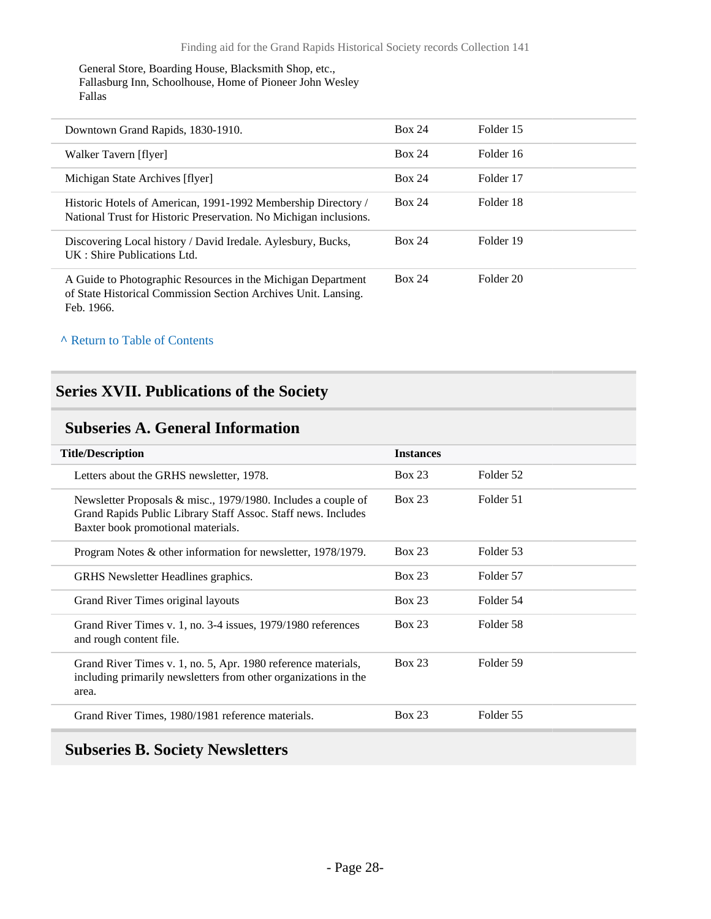General Store, Boarding House, Blacksmith Shop, etc., Fallasburg Inn, Schoolhouse, Home of Pioneer John Wesley Fallas

| | | |
|---|---|---|
| Downtown Grand Rapids, 1830-1910. | Box 24 | Folder 15 |
| Walker Tavern [flyer] | Box 24 | Folder 16 |
| Michigan State Archives [flyer] | Box 24 | Folder 17 |
| Historic Hotels of American, 1991-1992 Membership Directory / National Trust for Historic Preservation. No Michigan inclusions. | Box 24 | Folder 18 |
| Discovering Local history / David Iredale. Aylesbury, Bucks, UK : Shire Publications Ltd. | Box 24 | Folder 19 |
| A Guide to Photographic Resources in the Michigan Department of State Historical Commission Section Archives Unit. Lansing. Feb. 1966. | Box 24 | Folder 20 |

^ Return to Table of Contents

## Series XVII. Publications of the Society

### Subseries A. General Information

| Title/Description | Instances | |
|---|---|---|
| Letters about the GRHS newsletter, 1978. | Box 23 | Folder 52 |
| Newsletter Proposals & misc., 1979/1980. Includes a couple of Grand Rapids Public Library Staff Assoc. Staff news. Includes Baxter book promotional materials. | Box 23 | Folder 51 |
| Program Notes & other information for newsletter, 1978/1979. | Box 23 | Folder 53 |
| GRHS Newsletter Headlines graphics. | Box 23 | Folder 57 |
| Grand River Times original layouts | Box 23 | Folder 54 |
| Grand River Times v. 1, no. 3-4 issues, 1979/1980 references and rough content file. | Box 23 | Folder 58 |
| Grand River Times v. 1, no. 5, Apr. 1980 reference materials, including primarily newsletters from other organizations in the area. | Box 23 | Folder 59 |
| Grand River Times, 1980/1981 reference materials. | Box 23 | Folder 55 |

### Subseries B. Society Newsletters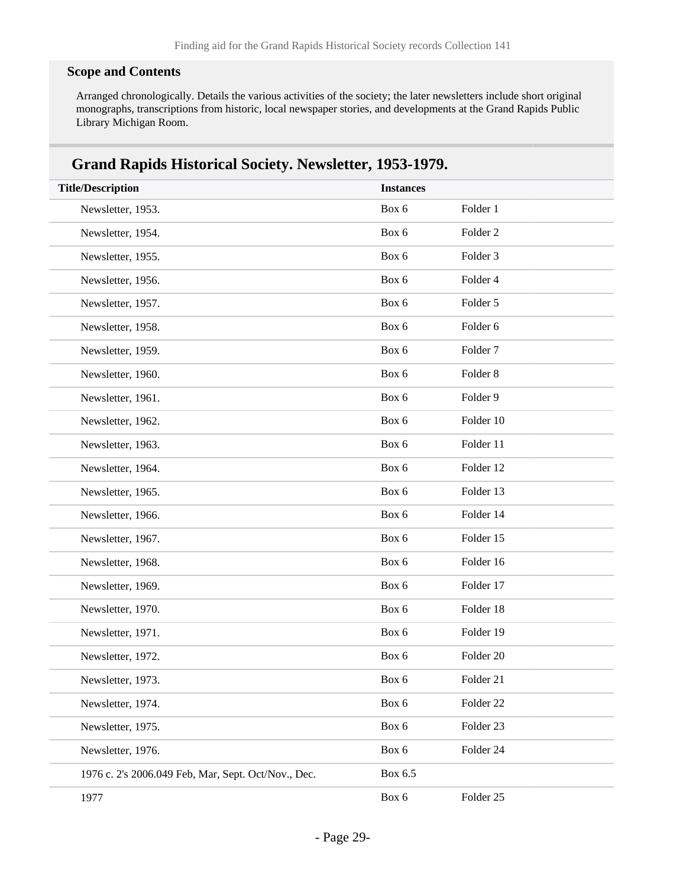### Scope and Contents

Arranged chronologically. Details the various activities of the society; the later newsletters include short original monographs, transcriptions from historic, local newspaper stories, and developments at the Grand Rapids Public Library Michigan Room.

## Grand Rapids Historical Society. Newsletter, 1953-1979.

| Title/Description | Instances | |
|---|---|---|
| Newsletter, 1953. | Box 6 | Folder 1 |
| Newsletter, 1954. | Box 6 | Folder 2 |
| Newsletter, 1955. | Box 6 | Folder 3 |
| Newsletter, 1956. | Box 6 | Folder 4 |
| Newsletter, 1957. | Box 6 | Folder 5 |
| Newsletter, 1958. | Box 6 | Folder 6 |
| Newsletter, 1959. | Box 6 | Folder 7 |
| Newsletter, 1960. | Box 6 | Folder 8 |
| Newsletter, 1961. | Box 6 | Folder 9 |
| Newsletter, 1962. | Box 6 | Folder 10 |
| Newsletter, 1963. | Box 6 | Folder 11 |
| Newsletter, 1964. | Box 6 | Folder 12 |
| Newsletter, 1965. | Box 6 | Folder 13 |
| Newsletter, 1966. | Box 6 | Folder 14 |
| Newsletter, 1967. | Box 6 | Folder 15 |
| Newsletter, 1968. | Box 6 | Folder 16 |
| Newsletter, 1969. | Box 6 | Folder 17 |
| Newsletter, 1970. | Box 6 | Folder 18 |
| Newsletter, 1971. | Box 6 | Folder 19 |
| Newsletter, 1972. | Box 6 | Folder 20 |
| Newsletter, 1973. | Box 6 | Folder 21 |
| Newsletter, 1974. | Box 6 | Folder 22 |
| Newsletter, 1975. | Box 6 | Folder 23 |
| Newsletter, 1976. | Box 6 | Folder 24 |
| 1976 c. 2's 2006.049 Feb, Mar, Sept. Oct/Nov., Dec. | Box 6.5 | |
| 1977 | Box 6 | Folder 25 |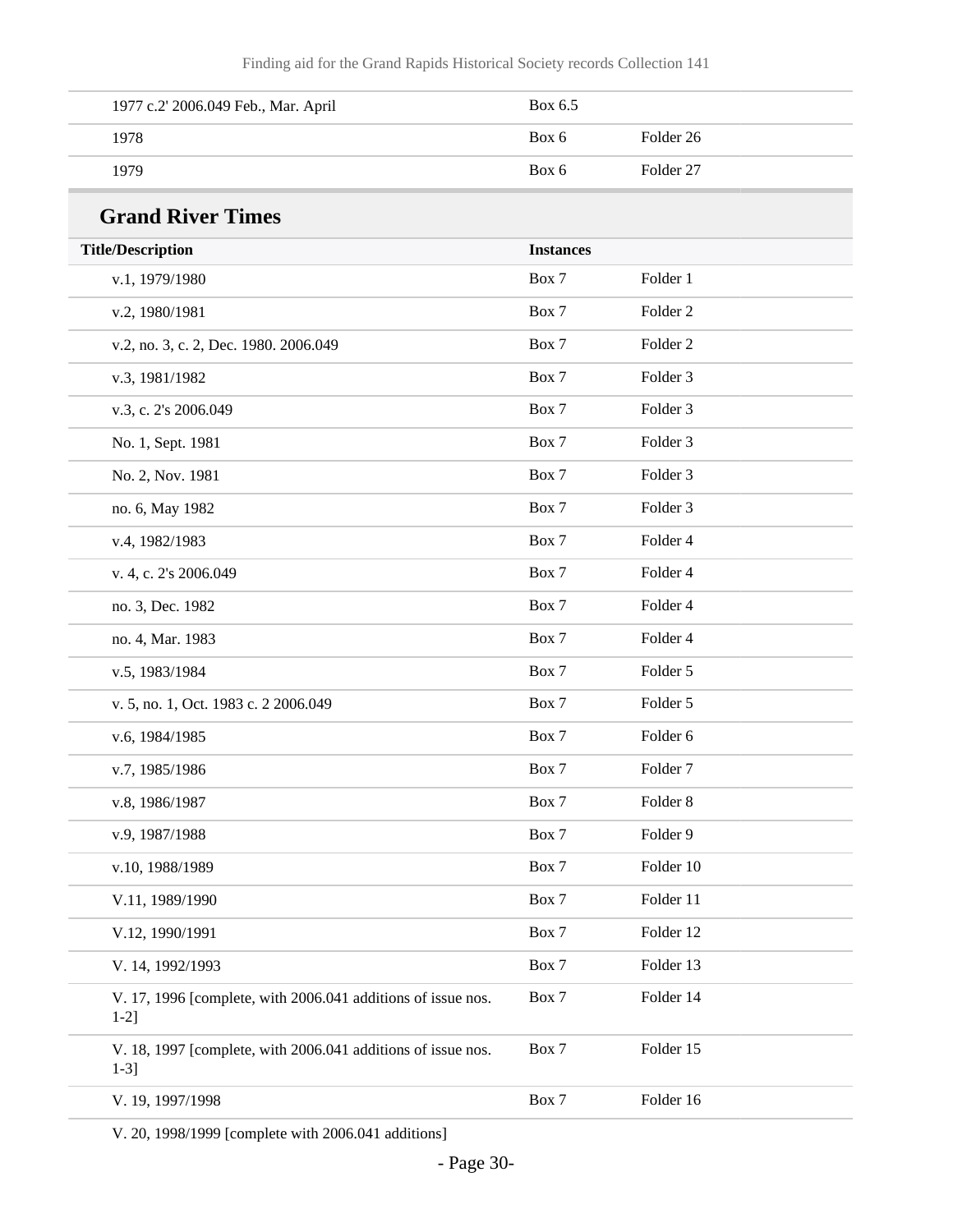| | | |
|---|---|---|
| 1977 c.2' 2006.049 Feb., Mar. April | Box 6.5 | |
| 1978 | Box 6 | Folder 26 |
| 1979 | Box 6 | Folder 27 |

## Grand River Times

| Title/Description | Instances | |
|---|---|---|
| v.1, 1979/1980 | Box 7 | Folder 1 |
| v.2, 1980/1981 | Box 7 | Folder 2 |
| v.2, no. 3, c. 2, Dec. 1980. 2006.049 | Box 7 | Folder 2 |
| v.3, 1981/1982 | Box 7 | Folder 3 |
| v.3, c. 2's 2006.049 | Box 7 | Folder 3 |
| No. 1, Sept. 1981 | Box 7 | Folder 3 |
| No. 2, Nov. 1981 | Box 7 | Folder 3 |
| no. 6, May 1982 | Box 7 | Folder 3 |
| v.4, 1982/1983 | Box 7 | Folder 4 |
| v. 4, c. 2's 2006.049 | Box 7 | Folder 4 |
| no. 3, Dec. 1982 | Box 7 | Folder 4 |
| no. 4, Mar. 1983 | Box 7 | Folder 4 |
| v.5, 1983/1984 | Box 7 | Folder 5 |
| v. 5, no. 1, Oct. 1983 c. 2 2006.049 | Box 7 | Folder 5 |
| v.6, 1984/1985 | Box 7 | Folder 6 |
| v.7, 1985/1986 | Box 7 | Folder 7 |
| v.8, 1986/1987 | Box 7 | Folder 8 |
| v.9, 1987/1988 | Box 7 | Folder 9 |
| v.10, 1988/1989 | Box 7 | Folder 10 |
| V.11, 1989/1990 | Box 7 | Folder 11 |
| V.12, 1990/1991 | Box 7 | Folder 12 |
| V. 14, 1992/1993 | Box 7 | Folder 13 |
| V. 17, 1996 [complete, with 2006.041 additions of issue nos. 1-2] | Box 7 | Folder 14 |
| V. 18, 1997 [complete, with 2006.041 additions of issue nos. 1-3] | Box 7 | Folder 15 |
| V. 19, 1997/1998 | Box 7 | Folder 16 |
| V. 20, 1998/1999 [complete with 2006.041 additions] | | |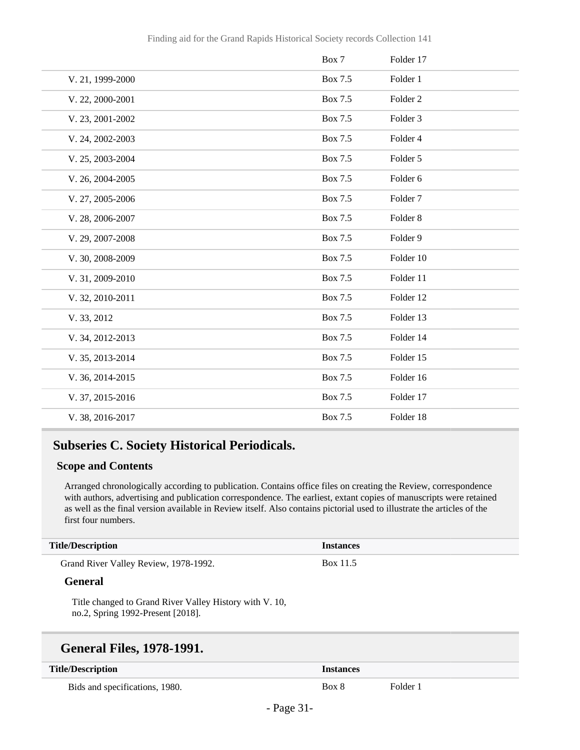| | Box 7 | Folder 17 |
|---|---|---|
| V. 21, 1999-2000 | Box 7.5 | Folder 1 |
| V. 22, 2000-2001 | Box 7.5 | Folder 2 |
| V. 23, 2001-2002 | Box 7.5 | Folder 3 |
| V. 24, 2002-2003 | Box 7.5 | Folder 4 |
| V. 25, 2003-2004 | Box 7.5 | Folder 5 |
| V. 26, 2004-2005 | Box 7.5 | Folder 6 |
| V. 27, 2005-2006 | Box 7.5 | Folder 7 |
| V. 28, 2006-2007 | Box 7.5 | Folder 8 |
| V. 29, 2007-2008 | Box 7.5 | Folder 9 |
| V. 30, 2008-2009 | Box 7.5 | Folder 10 |
| V. 31, 2009-2010 | Box 7.5 | Folder 11 |
| V. 32, 2010-2011 | Box 7.5 | Folder 12 |
| V. 33, 2012 | Box 7.5 | Folder 13 |
| V. 34, 2012-2013 | Box 7.5 | Folder 14 |
| V. 35, 2013-2014 | Box 7.5 | Folder 15 |
| V. 36, 2014-2015 | Box 7.5 | Folder 16 |
| V. 37, 2015-2016 | Box 7.5 | Folder 17 |
| V. 38, 2016-2017 | Box 7.5 | Folder 18 |

## Subseries C. Society Historical Periodicals.

### Scope and Contents

Arranged chronologically according to publication. Contains office files on creating the Review, correspondence with authors, advertising and publication correspondence. The earliest, extant copies of manuscripts were retained as well as the final version available in Review itself. Also contains pictorial used to illustrate the articles of the first four numbers.

| Title/Description | Instances |
|---|---|
| Grand River Valley Review, 1978-1992. | Box 11.5 |

#### General

Title changed to Grand River Valley History with V. 10, no.2, Spring 1992-Present [2018].

## General Files, 1978-1991.

| Title/Description | Instances | |
|---|---|---|
| Bids and specifications, 1980. | Box 8 | Folder 1 |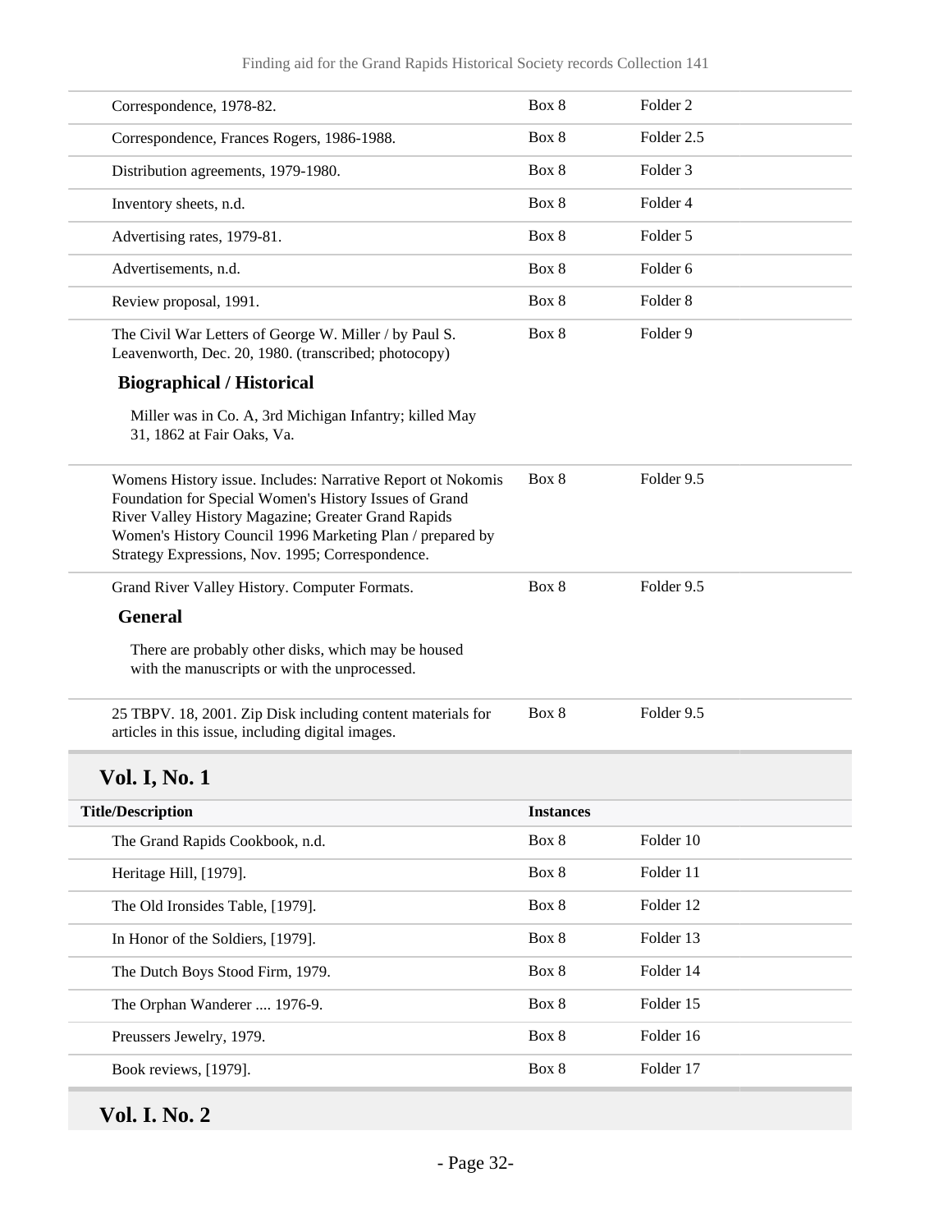| | | |
|---|---|---|
| Correspondence, 1978-82. | Box 8 | Folder 2 |
| Correspondence, Frances Rogers, 1986-1988. | Box 8 | Folder 2.5 |
| Distribution agreements, 1979-1980. | Box 8 | Folder 3 |
| Inventory sheets, n.d. | Box 8 | Folder 4 |
| Advertising rates, 1979-81. | Box 8 | Folder 5 |
| Advertisements, n.d. | Box 8 | Folder 6 |
| Review proposal, 1991. | Box 8 | Folder 8 |
| The Civil War Letters of George W. Miller / by Paul S. Leavenworth, Dec. 20, 1980. (transcribed; photocopy)<br><br>**Biographical / Historical**<br><br>Miller was in Co. A, 3rd Michigan Infantry; killed May 31, 1862 at Fair Oaks, Va. | Box 8 | Folder 9 |
| Womens History issue. Includes: Narrative Report ot Nokomis Foundation for Special Women's History Issues of Grand River Valley History Magazine; Greater Grand Rapids Women's History Council 1996 Marketing Plan / prepared by Strategy Expressions, Nov. 1995; Correspondence. | Box 8 | Folder 9.5 |
| Grand River Valley History. Computer Formats.<br><br>**General**<br><br>There are probably other disks, which may be housed with the manuscripts or with the unprocessed. | Box 8 | Folder 9.5 |
| 25 TBPV. 18, 2001. Zip Disk including content materials for articles in this issue, including digital images. | Box 8 | Folder 9.5 |

## Vol. I, No. 1

| Title/Description | Instances | |
|---|---|---|
| The Grand Rapids Cookbook, n.d. | Box 8 | Folder 10 |
| Heritage Hill, [1979]. | Box 8 | Folder 11 |
| The Old Ironsides Table, [1979]. | Box 8 | Folder 12 |
| In Honor of the Soldiers, [1979]. | Box 8 | Folder 13 |
| The Dutch Boys Stood Firm, 1979. | Box 8 | Folder 14 |
| The Orphan Wanderer .... 1976-9. | Box 8 | Folder 15 |
| Preussers Jewelry, 1979. | Box 8 | Folder 16 |
| Book reviews, [1979]. | Box 8 | Folder 17 |

## Vol. I. No. 2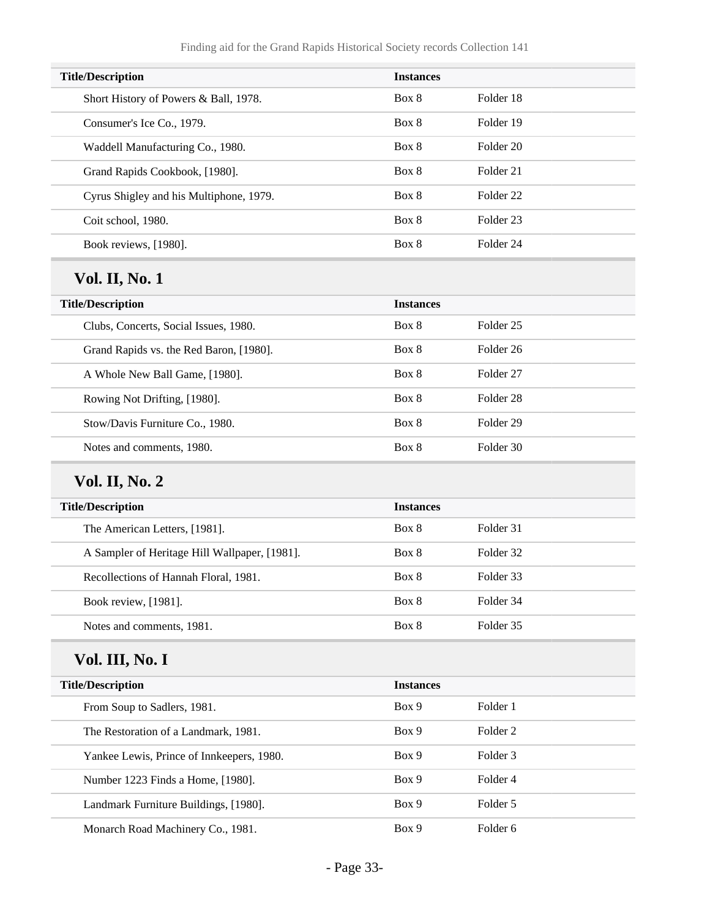| Title/Description | Instances | |
|---|---|---|
| Short History of Powers & Ball, 1978. | Box 8 | Folder 18 |
| Consumer's Ice Co., 1979. | Box 8 | Folder 19 |
| Waddell Manufacturing Co., 1980. | Box 8 | Folder 20 |
| Grand Rapids Cookbook, [1980]. | Box 8 | Folder 21 |
| Cyrus Shigley and his Multiphone, 1979. | Box 8 | Folder 22 |
| Coit school, 1980. | Box 8 | Folder 23 |
| Book reviews, [1980]. | Box 8 | Folder 24 |

## Vol. II, No. 1

| Title/Description | Instances | |
|---|---|---|
| Clubs, Concerts, Social Issues, 1980. | Box 8 | Folder 25 |
| Grand Rapids vs. the Red Baron, [1980]. | Box 8 | Folder 26 |
| A Whole New Ball Game, [1980]. | Box 8 | Folder 27 |
| Rowing Not Drifting, [1980]. | Box 8 | Folder 28 |
| Stow/Davis Furniture Co., 1980. | Box 8 | Folder 29 |
| Notes and comments, 1980. | Box 8 | Folder 30 |

## Vol. II, No. 2

| Title/Description | Instances | |
|---|---|---|
| The American Letters, [1981]. | Box 8 | Folder 31 |
| A Sampler of Heritage Hill Wallpaper, [1981]. | Box 8 | Folder 32 |
| Recollections of Hannah Floral, 1981. | Box 8 | Folder 33 |
| Book review, [1981]. | Box 8 | Folder 34 |
| Notes and comments, 1981. | Box 8 | Folder 35 |

## Vol. III, No. I

| Title/Description | Instances | |
|---|---|---|
| From Soup to Sadlers, 1981. | Box 9 | Folder 1 |
| The Restoration of a Landmark, 1981. | Box 9 | Folder 2 |
| Yankee Lewis, Prince of Innkeepers, 1980. | Box 9 | Folder 3 |
| Number 1223 Finds a Home, [1980]. | Box 9 | Folder 4 |
| Landmark Furniture Buildings, [1980]. | Box 9 | Folder 5 |
| Monarch Road Machinery Co., 1981. | Box 9 | Folder 6 |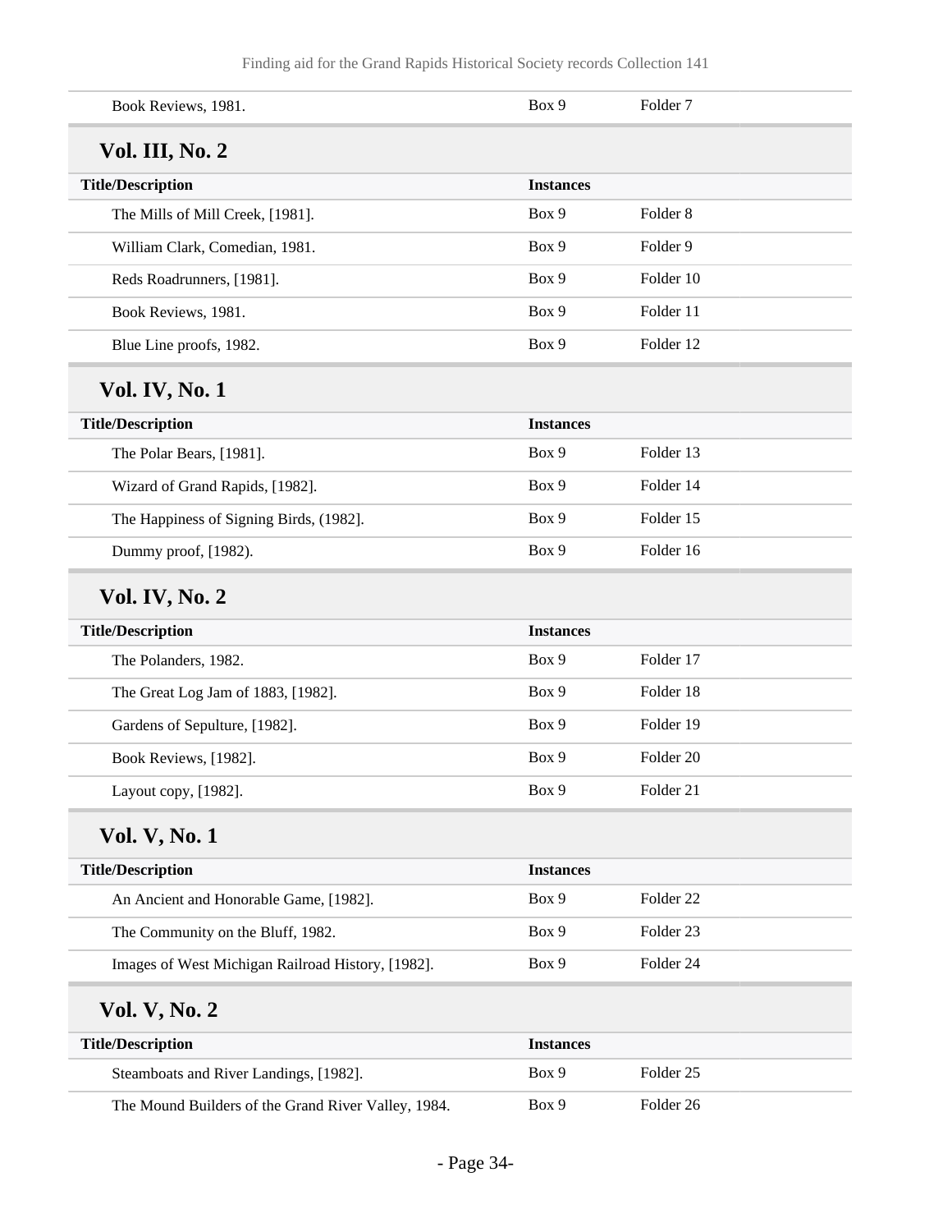| | | |
|---|---|---|
| Book Reviews, 1981. | Box 9 | Folder 7 |

### Vol. III, No. 2

| Title/Description | Instances | |
|---|---|---|
| The Mills of Mill Creek, [1981]. | Box 9 | Folder 8 |
| William Clark, Comedian, 1981. | Box 9 | Folder 9 |
| Reds Roadrunners, [1981]. | Box 9 | Folder 10 |
| Book Reviews, 1981. | Box 9 | Folder 11 |
| Blue Line proofs, 1982. | Box 9 | Folder 12 |

### Vol. IV, No. 1

| Title/Description | Instances | |
|---|---|---|
| The Polar Bears, [1981]. | Box 9 | Folder 13 |
| Wizard of Grand Rapids, [1982]. | Box 9 | Folder 14 |
| The Happiness of Signing Birds, (1982]. | Box 9 | Folder 15 |
| Dummy proof, [1982). | Box 9 | Folder 16 |

### Vol. IV, No. 2

| Title/Description | Instances | |
|---|---|---|
| The Polanders, 1982. | Box 9 | Folder 17 |
| The Great Log Jam of 1883, [1982]. | Box 9 | Folder 18 |
| Gardens of Sepulture, [1982]. | Box 9 | Folder 19 |
| Book Reviews, [1982]. | Box 9 | Folder 20 |
| Layout copy, [1982]. | Box 9 | Folder 21 |

### Vol. V, No. 1

| Title/Description | Instances | |
|---|---|---|
| An Ancient and Honorable Game, [1982]. | Box 9 | Folder 22 |
| The Community on the Bluff, 1982. | Box 9 | Folder 23 |
| Images of West Michigan Railroad History, [1982]. | Box 9 | Folder 24 |

### Vol. V, No. 2

| Title/Description | Instances | |
|---|---|---|
| Steamboats and River Landings, [1982]. | Box 9 | Folder 25 |
| The Mound Builders of the Grand River Valley, 1984. | Box 9 | Folder 26 |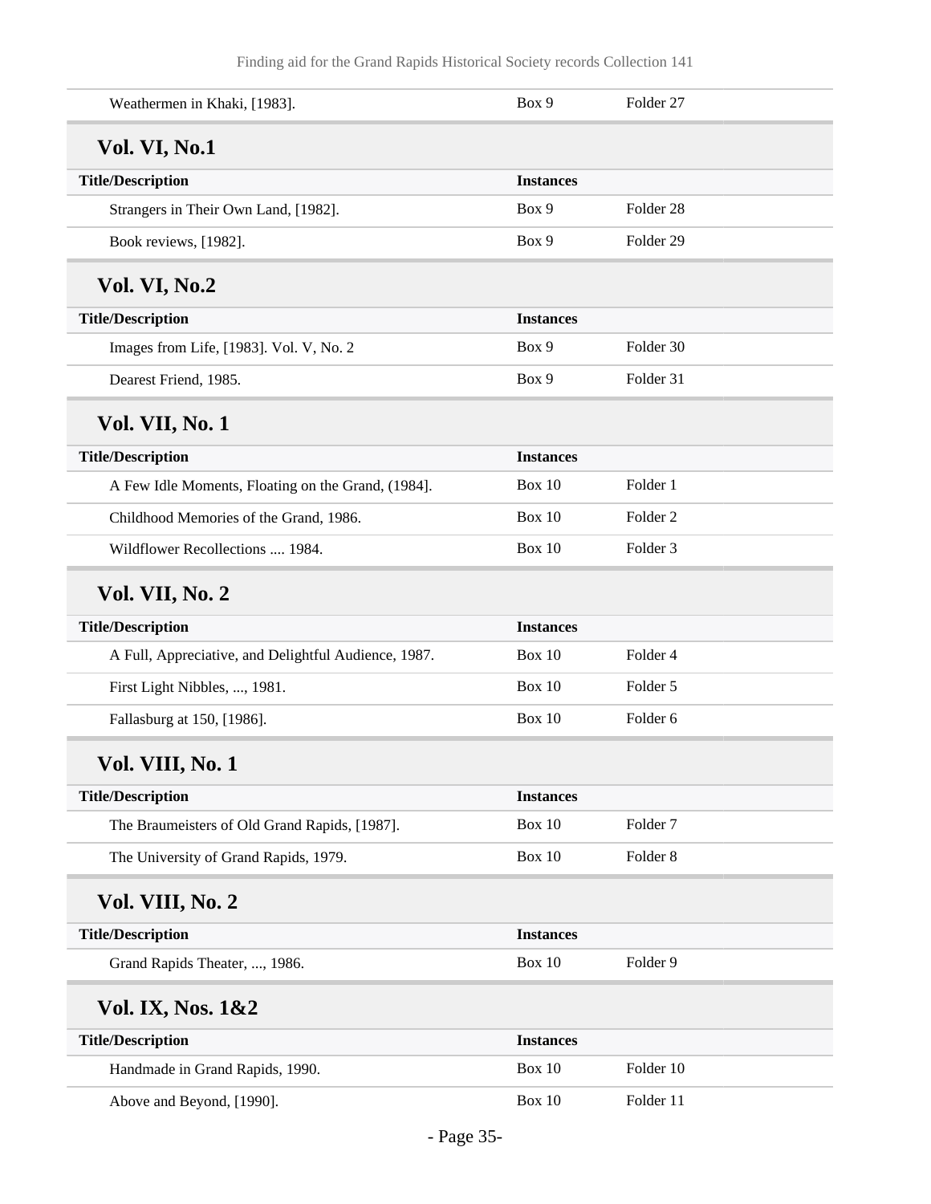| Title/Description | Instances | |
|---|---|---|
| Weathermen in Khaki, [1983]. | Box 9 | Folder 27 |

### Vol. VI, No.1

| Title/Description | Instances | |
|---|---|---|
| Strangers in Their Own Land, [1982]. | Box 9 | Folder 28 |
| Book reviews, [1982]. | Box 9 | Folder 29 |

### Vol. VI, No.2

| Title/Description | Instances | |
|---|---|---|
| Images from Life, [1983]. Vol. V, No. 2 | Box 9 | Folder 30 |
| Dearest Friend, 1985. | Box 9 | Folder 31 |

### Vol. VII, No. 1

| Title/Description | Instances | |
|---|---|---|
| A Few Idle Moments, Floating on the Grand, (1984]. | Box 10 | Folder 1 |
| Childhood Memories of the Grand, 1986. | Box 10 | Folder 2 |
| Wildflower Recollections .... 1984. | Box 10 | Folder 3 |

### Vol. VII, No. 2

| Title/Description | Instances | |
|---|---|---|
| A Full, Appreciative, and Delightful Audience, 1987. | Box 10 | Folder 4 |
| First Light Nibbles, ..., 1981. | Box 10 | Folder 5 |
| Fallasburg at 150, [1986]. | Box 10 | Folder 6 |

### Vol. VIII, No. 1

| Title/Description | Instances | |
|---|---|---|
| The Braumeisters of Old Grand Rapids, [1987]. | Box 10 | Folder 7 |
| The University of Grand Rapids, 1979. | Box 10 | Folder 8 |

### Vol. VIII, No. 2

| Title/Description | Instances | |
|---|---|---|
| Grand Rapids Theater, ..., 1986. | Box 10 | Folder 9 |

### Vol. IX, Nos. 1&2

| Title/Description | Instances | |
|---|---|---|
| Handmade in Grand Rapids, 1990. | Box 10 | Folder 10 |
| Above and Beyond, [1990]. | Box 10 | Folder 11 |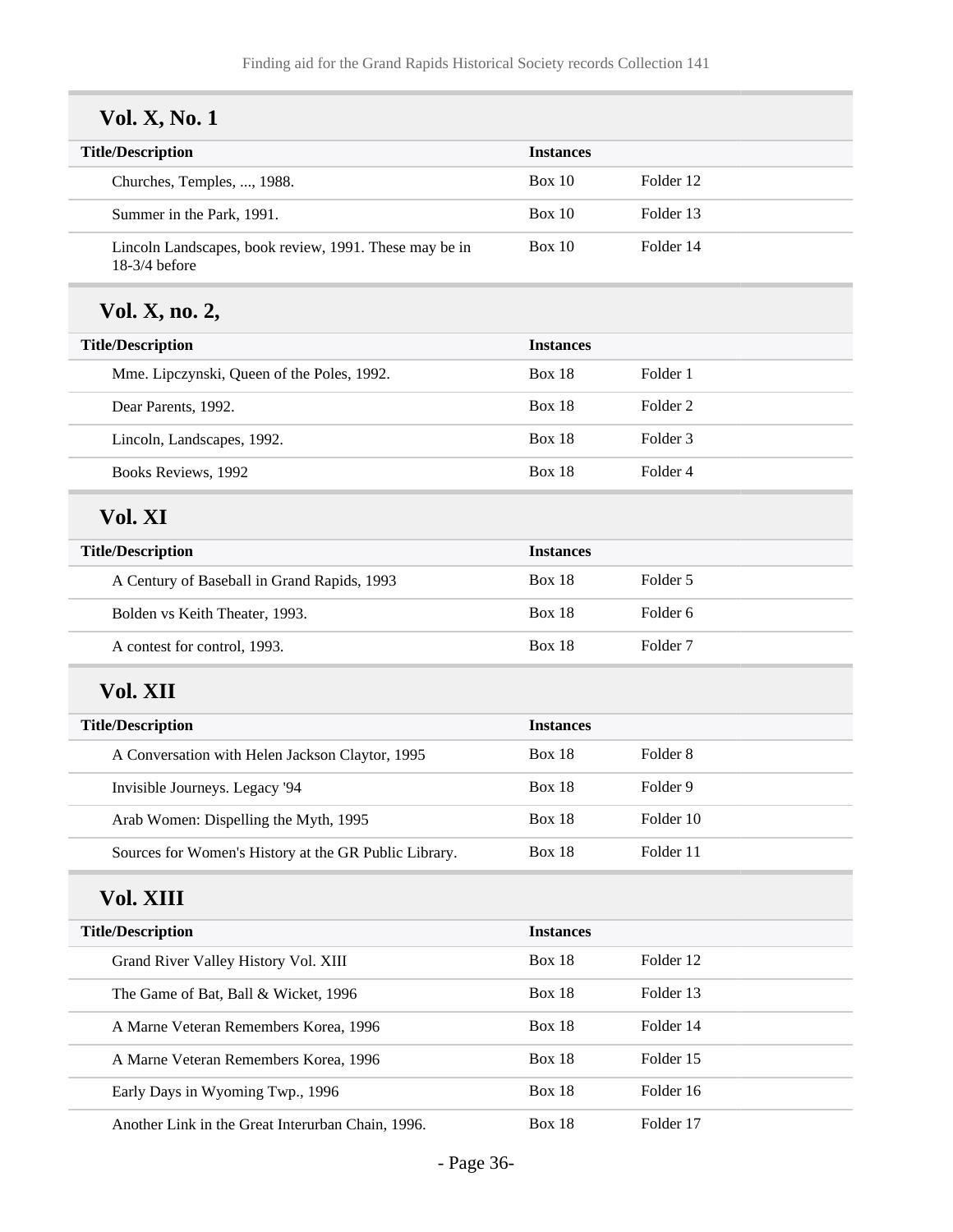## Vol. X, No. 1

| Title/Description | Instances | |
|---|---|---|
| Churches, Temples, ..., 1988. | Box 10 | Folder 12 |
| Summer in the Park, 1991. | Box 10 | Folder 13 |
| Lincoln Landscapes, book review, 1991. These may be in 18-3/4 before | Box 10 | Folder 14 |

## Vol. X, no. 2,

| Title/Description | Instances | |
|---|---|---|
| Mme. Lipczynski, Queen of the Poles, 1992. | Box 18 | Folder 1 |
| Dear Parents, 1992. | Box 18 | Folder 2 |
| Lincoln, Landscapes, 1992. | Box 18 | Folder 3 |
| Books Reviews, 1992 | Box 18 | Folder 4 |

## Vol. XI

| Title/Description | Instances | |
|---|---|---|
| A Century of Baseball in Grand Rapids, 1993 | Box 18 | Folder 5 |
| Bolden vs Keith Theater, 1993. | Box 18 | Folder 6 |
| A contest for control, 1993. | Box 18 | Folder 7 |

## Vol. XII

| Title/Description | Instances | |
|---|---|---|
| A Conversation with Helen Jackson Claytor, 1995 | Box 18 | Folder 8 |
| Invisible Journeys. Legacy '94 | Box 18 | Folder 9 |
| Arab Women: Dispelling the Myth, 1995 | Box 18 | Folder 10 |
| Sources for Women's History at the GR Public Library. | Box 18 | Folder 11 |

## Vol. XIII

| Title/Description | Instances | |
|---|---|---|
| Grand River Valley History Vol. XIII | Box 18 | Folder 12 |
| The Game of Bat, Ball & Wicket, 1996 | Box 18 | Folder 13 |
| A Marne Veteran Remembers Korea, 1996 | Box 18 | Folder 14 |
| A Marne Veteran Remembers Korea, 1996 | Box 18 | Folder 15 |
| Early Days in Wyoming Twp., 1996 | Box 18 | Folder 16 |
| Another Link in the Great Interurban Chain, 1996. | Box 18 | Folder 17 |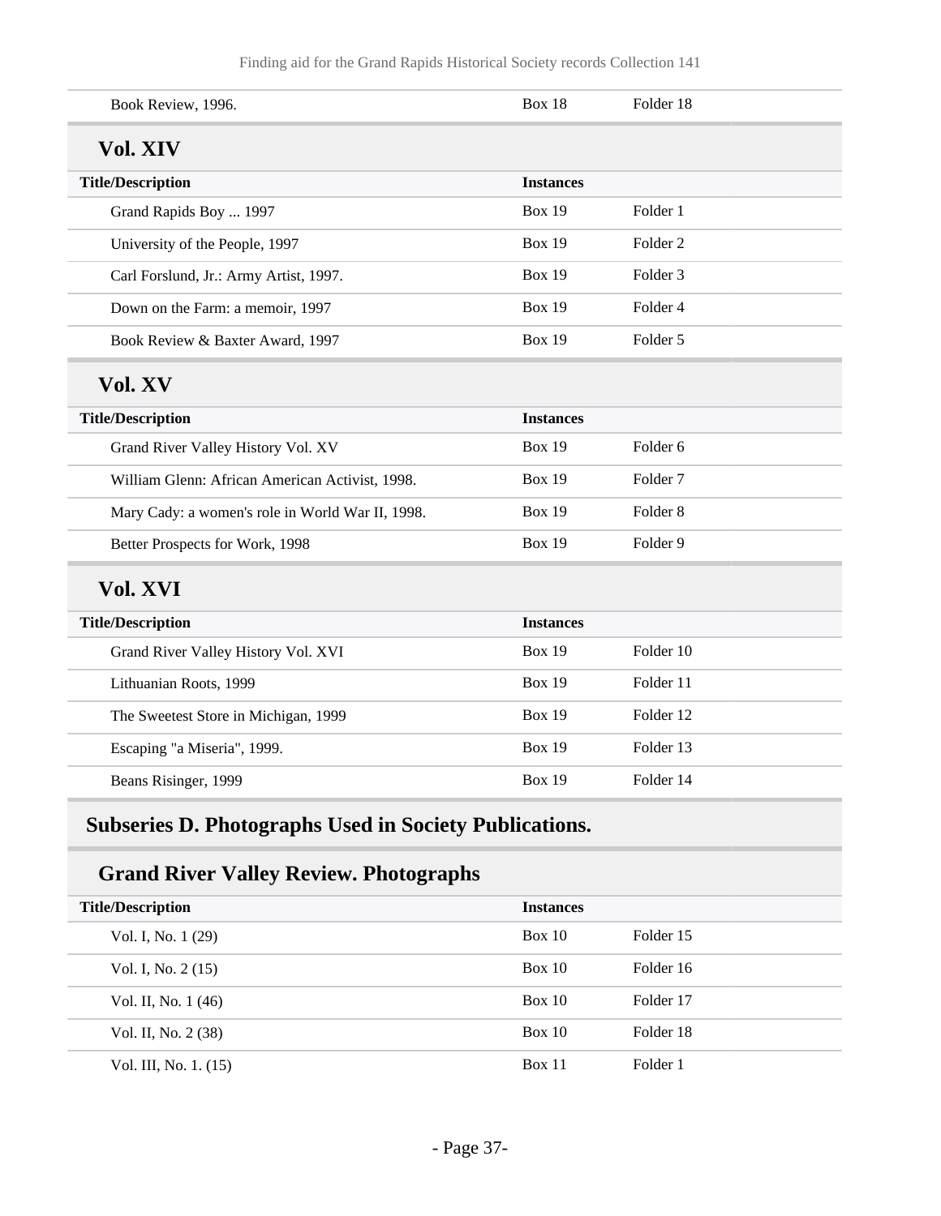| Title/Description | Instances | |
|---|---|---|
| Book Review, 1996. | Box 18 | Folder 18 |

### Vol. XIV

| Title/Description | Instances | |
|---|---|---|
| Grand Rapids Boy ... 1997 | Box 19 | Folder 1 |
| University of the People, 1997 | Box 19 | Folder 2 |
| Carl Forslund, Jr.: Army Artist, 1997. | Box 19 | Folder 3 |
| Down on the Farm: a memoir, 1997 | Box 19 | Folder 4 |
| Book Review & Baxter Award, 1997 | Box 19 | Folder 5 |

### Vol. XV

| Title/Description | Instances | |
|---|---|---|
| Grand River Valley History Vol. XV | Box 19 | Folder 6 |
| William Glenn: African American Activist, 1998. | Box 19 | Folder 7 |
| Mary Cady: a women's role in World War II, 1998. | Box 19 | Folder 8 |
| Better Prospects for Work, 1998 | Box 19 | Folder 9 |

### Vol. XVI

| Title/Description | Instances | |
|---|---|---|
| Grand River Valley History Vol. XVI | Box 19 | Folder 10 |
| Lithuanian Roots, 1999 | Box 19 | Folder 11 |
| The Sweetest Store in Michigan, 1999 | Box 19 | Folder 12 |
| Escaping "a Miseria", 1999. | Box 19 | Folder 13 |
| Beans Risinger, 1999 | Box 19 | Folder 14 |

## Subseries D. Photographs Used in Society Publications.

### Grand River Valley Review. Photographs

| Title/Description | Instances | |
|---|---|---|
| Vol. I, No. 1 (29) | Box 10 | Folder 15 |
| Vol. I, No. 2 (15) | Box 10 | Folder 16 |
| Vol. II, No. 1 (46) | Box 10 | Folder 17 |
| Vol. II, No. 2 (38) | Box 10 | Folder 18 |
| Vol. III, No. 1. (15) | Box 11 | Folder 1 |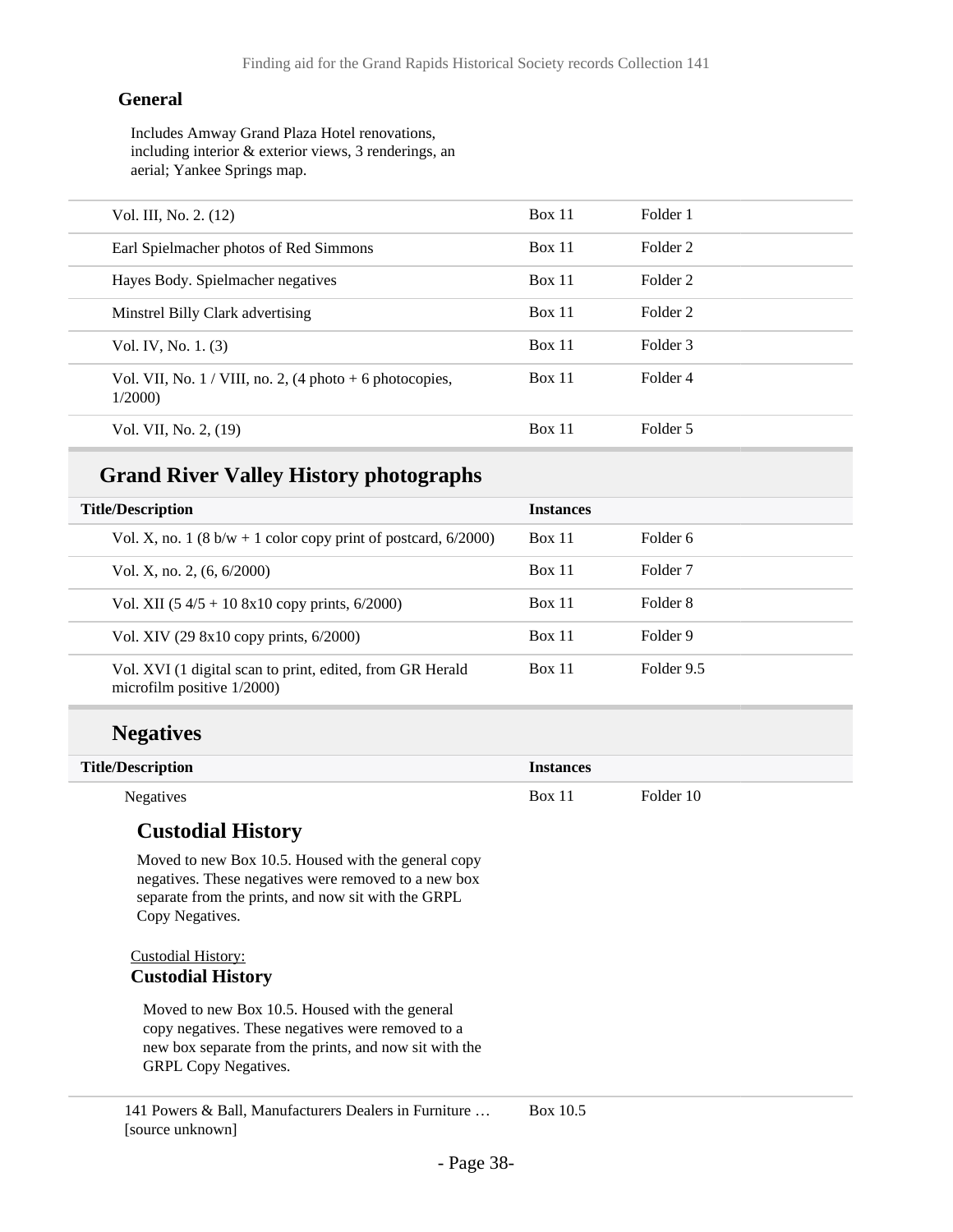### General

Includes Amway Grand Plaza Hotel renovations, including interior & exterior views, 3 renderings, an aerial; Yankee Springs map.

| | | |
|---|---|---|
| Vol. III, No. 2. (12) | Box 11 | Folder 1 |
| Earl Spielmacher photos of Red Simmons | Box 11 | Folder 2 |
| Hayes Body. Spielmacher negatives | Box 11 | Folder 2 |
| Minstrel Billy Clark advertising | Box 11 | Folder 2 |
| Vol. IV, No. 1. (3) | Box 11 | Folder 3 |
| Vol. VII, No. 1 / VIII, no. 2, (4 photo + 6 photocopies, 1/2000) | Box 11 | Folder 4 |
| Vol. VII, No. 2, (19) | Box 11 | Folder 5 |

## Grand River Valley History photographs

| Title/Description | Instances | |
|---|---|---|
| Vol. X, no. 1 (8 b/w + 1 color copy print of postcard, 6/2000) | Box 11 | Folder 6 |
| Vol. X, no. 2, (6, 6/2000) | Box 11 | Folder 7 |
| Vol. XII (5 4/5 + 10 8x10 copy prints, 6/2000) | Box 11 | Folder 8 |
| Vol. XIV (29 8x10 copy prints, 6/2000) | Box 11 | Folder 9 |
| Vol. XVI (1 digital scan to print, edited, from GR Herald microfilm positive 1/2000) | Box 11 | Folder 9.5 |

## Negatives

| Title/Description | Instances | |
|---|---|---|
| Negatives | Box 11 | Folder 10 |

### Custodial History

Moved to new Box 10.5. Housed with the general copy negatives. These negatives were removed to a new box separate from the prints, and now sit with the GRPL Copy Negatives.

Custodial History:

**Custodial History**

Moved to new Box 10.5. Housed with the general copy negatives. These negatives were removed to a new box separate from the prints, and now sit with the GRPL Copy Negatives.

| | |
|---|---|
| 141 Powers & Ball, Manufacturers Dealers in Furniture … [source unknown] | Box 10.5 |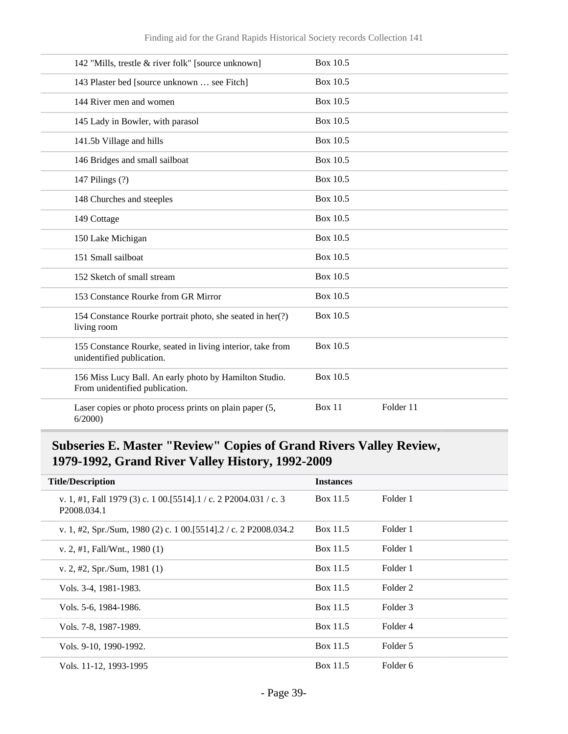| | | |
|---|---|---|
| 142 "Mills, trestle & river folk" [source unknown] | Box 10.5 | |
| 143 Plaster bed [source unknown … see Fitch] | Box 10.5 | |
| 144 River men and women | Box 10.5 | |
| 145 Lady in Bowler, with parasol | Box 10.5 | |
| 141.5b Village and hills | Box 10.5 | |
| 146 Bridges and small sailboat | Box 10.5 | |
| 147 Pilings (?) | Box 10.5 | |
| 148 Churches and steeples | Box 10.5 | |
| 149 Cottage | Box 10.5 | |
| 150 Lake Michigan | Box 10.5 | |
| 151 Small sailboat | Box 10.5 | |
| 152 Sketch of small stream | Box 10.5 | |
| 153 Constance Rourke from GR Mirror | Box 10.5 | |
| 154 Constance Rourke portrait photo, she seated in her(?) living room | Box 10.5 | |
| 155 Constance Rourke, seated in living interior, take from unidentified publication. | Box 10.5 | |
| 156 Miss Lucy Ball. An early photo by Hamilton Studio. From unidentified publication. | Box 10.5 | |
| Laser copies or photo process prints on plain paper (5, 6/2000) | Box 11 | Folder 11 |

## Subseries E. Master "Review" Copies of Grand Rivers Valley Review, 1979-1992, Grand River Valley History, 1992-2009

| Title/Description | Instances | |
|---|---|---|
| v. 1, #1, Fall 1979 (3) c. 1 00.[5514].1 / c. 2 P2004.031 / c. 3 P2008.034.1 | Box 11.5 | Folder 1 |
| v. 1, #2, Spr./Sum, 1980 (2) c. 1 00.[5514].2 / c. 2 P2008.034.2 | Box 11.5 | Folder 1 |
| v. 2, #1, Fall/Wnt., 1980 (1) | Box 11.5 | Folder 1 |
| v. 2, #2, Spr./Sum, 1981 (1) | Box 11.5 | Folder 1 |
| Vols. 3-4, 1981-1983. | Box 11.5 | Folder 2 |
| Vols. 5-6, 1984-1986. | Box 11.5 | Folder 3 |
| Vols. 7-8, 1987-1989. | Box 11.5 | Folder 4 |
| Vols. 9-10, 1990-1992. | Box 11.5 | Folder 5 |
| Vols. 11-12, 1993-1995 | Box 11.5 | Folder 6 |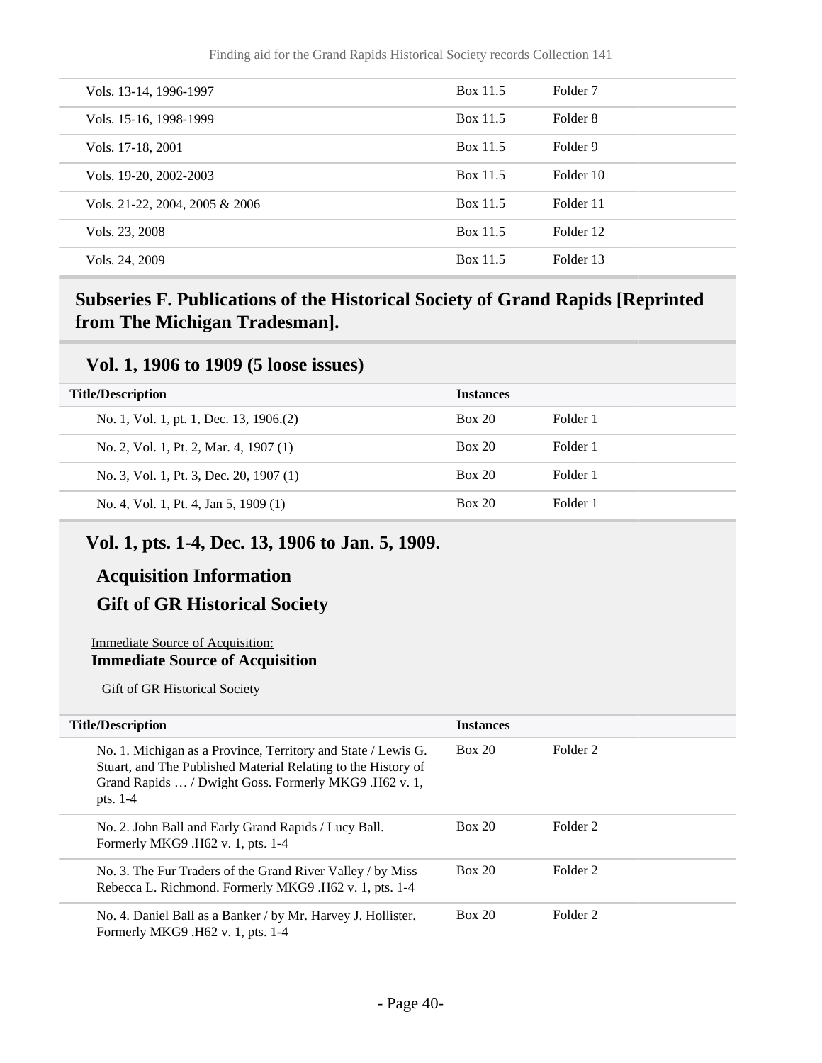| | | |
|---|---|---|
| Vols. 13-14, 1996-1997 | Box 11.5 | Folder 7 |
| Vols. 15-16, 1998-1999 | Box 11.5 | Folder 8 |
| Vols. 17-18, 2001 | Box 11.5 | Folder 9 |
| Vols. 19-20, 2002-2003 | Box 11.5 | Folder 10 |
| Vols. 21-22, 2004, 2005 & 2006 | Box 11.5 | Folder 11 |
| Vols. 23, 2008 | Box 11.5 | Folder 12 |
| Vols. 24, 2009 | Box 11.5 | Folder 13 |

## Subseries F. Publications of the Historical Society of Grand Rapids [Reprinted from The Michigan Tradesman].

### Vol. 1, 1906 to 1909 (5 loose issues)

| Title/Description | Instances | |
|---|---|---|
| No. 1, Vol. 1, pt. 1, Dec. 13, 1906.(2) | Box 20 | Folder 1 |
| No. 2, Vol. 1, Pt. 2, Mar. 4, 1907 (1) | Box 20 | Folder 1 |
| No. 3, Vol. 1, Pt. 3, Dec. 20, 1907 (1) | Box 20 | Folder 1 |
| No. 4, Vol. 1, Pt. 4, Jan 5, 1909 (1) | Box 20 | Folder 1 |

### Vol. 1, pts. 1-4, Dec. 13, 1906 to Jan. 5, 1909.

#### Acquisition Information

#### Gift of GR Historical Society

Immediate Source of Acquisition:

**Immediate Source of Acquisition**

Gift of GR Historical Society

| Title/Description | Instances | |
|---|---|---|
| No. 1. Michigan as a Province, Territory and State / Lewis G. Stuart, and The Published Material Relating to the History of Grand Rapids … / Dwight Goss. Formerly MKG9 .H62 v. 1, pts. 1-4 | Box 20 | Folder 2 |
| No. 2. John Ball and Early Grand Rapids / Lucy Ball. Formerly MKG9 .H62 v. 1, pts. 1-4 | Box 20 | Folder 2 |
| No. 3. The Fur Traders of the Grand River Valley / by Miss Rebecca L. Richmond. Formerly MKG9 .H62 v. 1, pts. 1-4 | Box 20 | Folder 2 |
| No. 4. Daniel Ball as a Banker / by Mr. Harvey J. Hollister. Formerly MKG9 .H62 v. 1, pts. 1-4 | Box 20 | Folder 2 |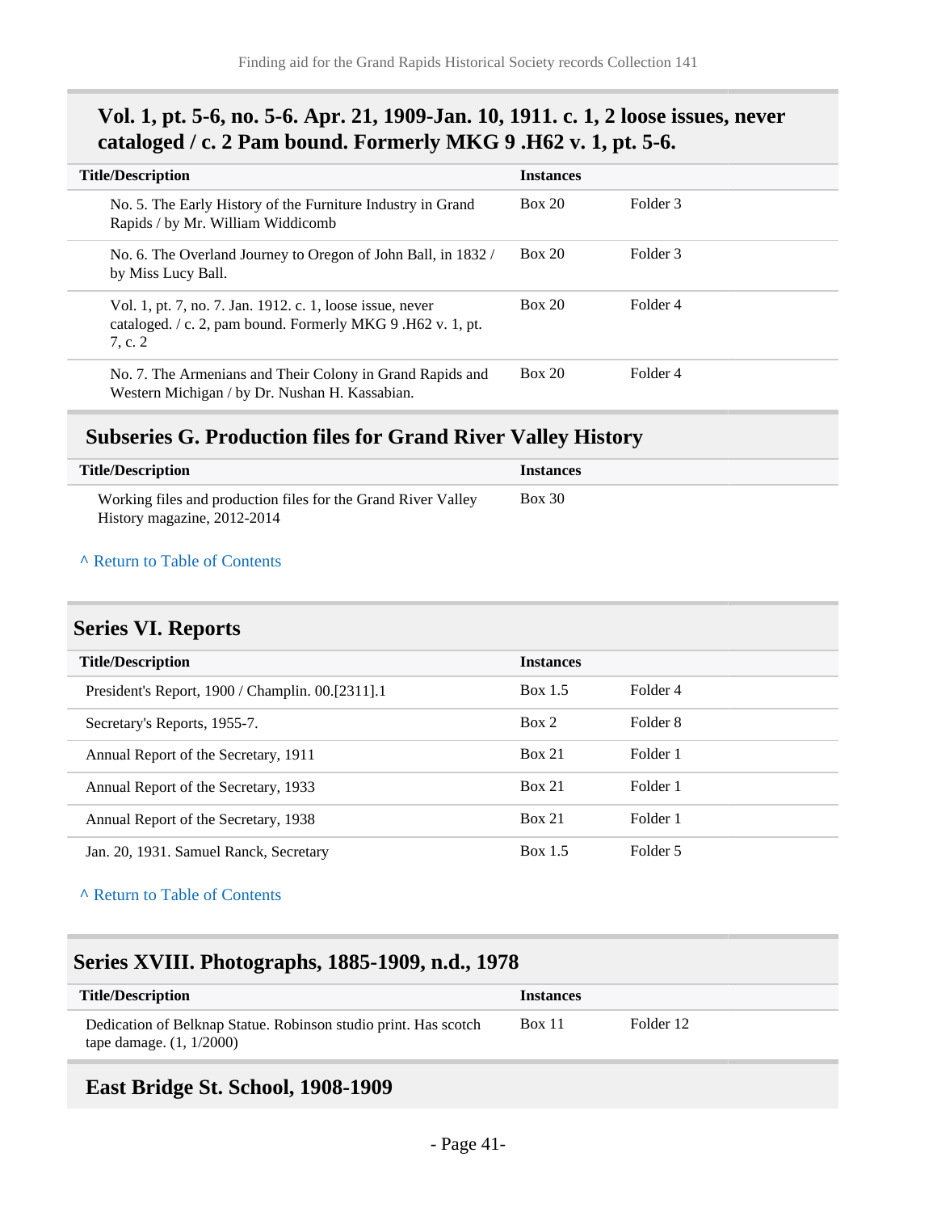### Vol. 1, pt. 5-6, no. 5-6. Apr. 21, 1909-Jan. 10, 1911. c. 1, 2 loose issues, never cataloged / c. 2 Pam bound. Formerly MKG 9 .H62 v. 1, pt. 5-6.

| Title/Description | Instances | |
|---|---|---|
| No. 5. The Early History of the Furniture Industry in Grand Rapids / by Mr. William Widdicomb | Box 20 | Folder 3 |
| No. 6. The Overland Journey to Oregon of John Ball, in 1832 / by Miss Lucy Ball. | Box 20 | Folder 3 |
| Vol. 1, pt. 7, no. 7. Jan. 1912. c. 1, loose issue, never cataloged. / c. 2, pam bound. Formerly MKG 9 .H62 v. 1, pt. 7, c. 2 | Box 20 | Folder 4 |
| No. 7. The Armenians and Their Colony in Grand Rapids and Western Michigan / by Dr. Nushan H. Kassabian. | Box 20 | Folder 4 |

### Subseries G. Production files for Grand River Valley History

| Title/Description | Instances |
|---|---|
| Working files and production files for the Grand River Valley History magazine, 2012-2014 | Box 30 |

^ Return to Table of Contents

## Series VI. Reports

| Title/Description | Instances | |
|---|---|---|
| President's Report, 1900 / Champlin. 00.[2311].1 | Box 1.5 | Folder 4 |
| Secretary's Reports, 1955-7. | Box 2 | Folder 8 |
| Annual Report of the Secretary, 1911 | Box 21 | Folder 1 |
| Annual Report of the Secretary, 1933 | Box 21 | Folder 1 |
| Annual Report of the Secretary, 1938 | Box 21 | Folder 1 |
| Jan. 20, 1931. Samuel Ranck, Secretary | Box 1.5 | Folder 5 |

^ Return to Table of Contents

## Series XVIII. Photographs, 1885-1909, n.d., 1978

| Title/Description | Instances | |
|---|---|---|
| Dedication of Belknap Statue. Robinson studio print. Has scotch tape damage. (1, 1/2000) | Box 11 | Folder 12 |

### East Bridge St. School, 1908-1909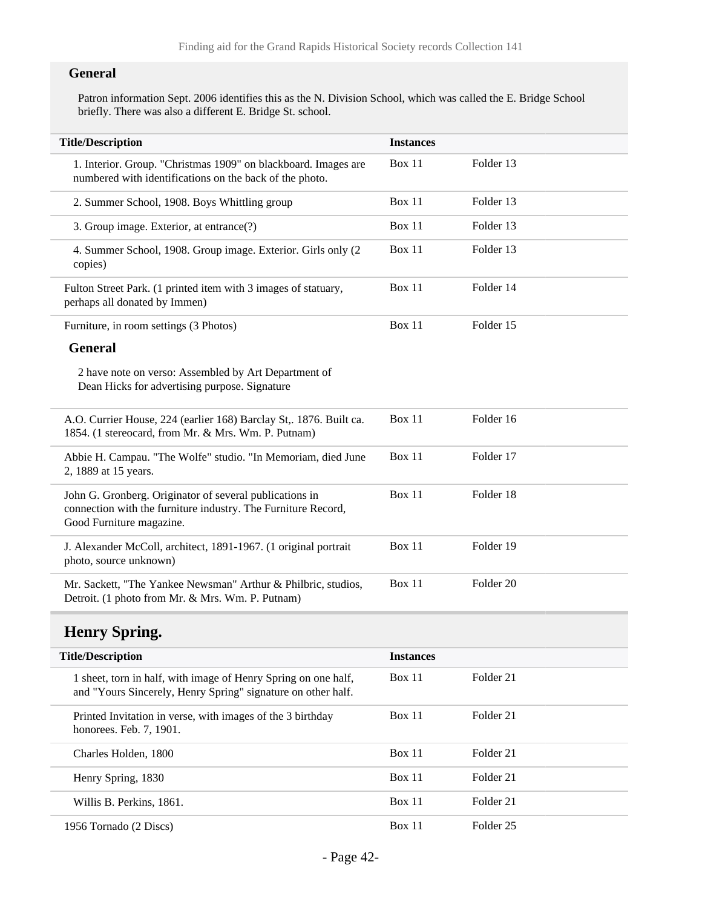### General

Patron information Sept. 2006 identifies this as the N. Division School, which was called the E. Bridge School briefly. There was also a different E. Bridge St. school.

| Title/Description | Instances | |
|---|---|---|
| 1. Interior. Group. "Christmas 1909" on blackboard. Images are numbered with identifications on the back of the photo. | Box 11 | Folder 13 |
| 2. Summer School, 1908. Boys Whittling group | Box 11 | Folder 13 |
| 3. Group image. Exterior, at entrance(?) | Box 11 | Folder 13 |
| 4. Summer School, 1908. Group image. Exterior. Girls only (2 copies) | Box 11 | Folder 13 |
| Fulton Street Park. (1 printed item with 3 images of statuary, perhaps all donated by Immen) | Box 11 | Folder 14 |
| Furniture, in room settings (3 Photos) | Box 11 | Folder 15 |

### General

2 have note on verso: Assembled by Art Department of Dean Hicks for advertising purpose. Signature

| Title/Description | Instances | |
|---|---|---|
| A.O. Currier House, 224 (earlier 168) Barclay St,. 1876. Built ca. 1854. (1 stereocard, from Mr. & Mrs. Wm. P. Putnam) | Box 11 | Folder 16 |
| Abbie H. Campau. "The Wolfe" studio. "In Memoriam, died June 2, 1889 at 15 years. | Box 11 | Folder 17 |
| John G. Gronberg. Originator of several publications in connection with the furniture industry. The Furniture Record, Good Furniture magazine. | Box 11 | Folder 18 |
| J. Alexander McColl, architect, 1891-1967. (1 original portrait photo, source unknown) | Box 11 | Folder 19 |
| Mr. Sackett, "The Yankee Newsman" Arthur & Philbric, studios, Detroit. (1 photo from Mr. & Mrs. Wm. P. Putnam) | Box 11 | Folder 20 |

## Henry Spring.

| Title/Description | Instances | |
|---|---|---|
| 1 sheet, torn in half, with image of Henry Spring on one half, and "Yours Sincerely, Henry Spring" signature on other half. | Box 11 | Folder 21 |
| Printed Invitation in verse, with images of the 3 birthday honorees. Feb. 7, 1901. | Box 11 | Folder 21 |
| Charles Holden, 1800 | Box 11 | Folder 21 |
| Henry Spring, 1830 | Box 11 | Folder 21 |
| Willis B. Perkins, 1861. | Box 11 | Folder 21 |
| 1956 Tornado (2 Discs) | Box 11 | Folder 25 |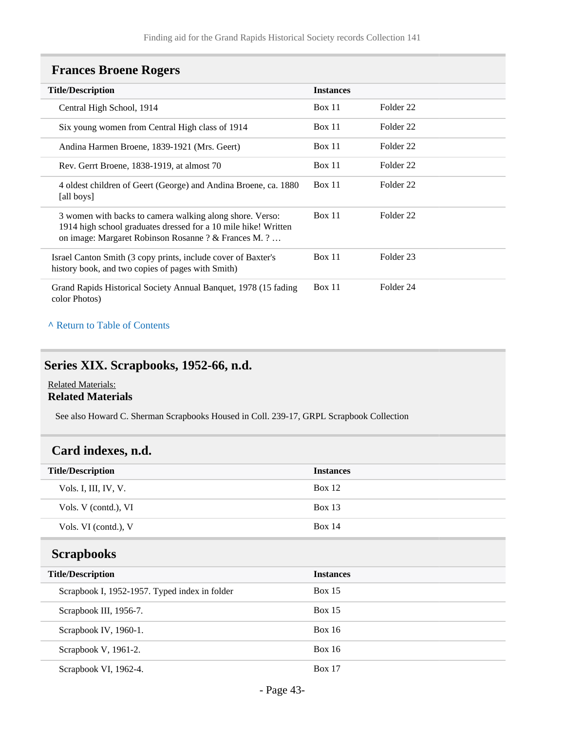## Frances Broene Rogers

| Title/Description | Instances | |
|---|---|---|
| Central High School, 1914 | Box 11 | Folder 22 |
| Six young women from Central High class of 1914 | Box 11 | Folder 22 |
| Andina Harmen Broene, 1839-1921 (Mrs. Geert) | Box 11 | Folder 22 |
| Rev. Gerrt Broene, 1838-1919, at almost 70 | Box 11 | Folder 22 |
| 4 oldest children of Geert (George) and Andina Broene, ca. 1880 [all boys] | Box 11 | Folder 22 |
| 3 women with backs to camera walking along shore. Verso: 1914 high school graduates dressed for a 10 mile hike! Written on image: Margaret Robinson Rosanne ? & Frances M. ? … | Box 11 | Folder 22 |
| Israel Canton Smith (3 copy prints, include cover of Baxter's history book, and two copies of pages with Smith) | Box 11 | Folder 23 |
| Grand Rapids Historical Society Annual Banquet, 1978 (15 fading color Photos) | Box 11 | Folder 24 |

^ Return to Table of Contents

## Series XIX. Scrapbooks, 1952-66, n.d.

Related Materials:

**Related Materials**

See also Howard C. Sherman Scrapbooks Housed in Coll. 239-17, GRPL Scrapbook Collection

## Card indexes, n.d.

| Title/Description | Instances |
|---|---|
| Vols. I, III, IV, V. | Box 12 |
| Vols. V (contd.), VI | Box 13 |
| Vols. VI (contd.), V | Box 14 |

## Scrapbooks

| Title/Description | Instances |
|---|---|
| Scrapbook I, 1952-1957. Typed index in folder | Box 15 |
| Scrapbook III, 1956-7. | Box 15 |
| Scrapbook IV, 1960-1. | Box 16 |
| Scrapbook V, 1961-2. | Box 16 |
| Scrapbook VI, 1962-4. | Box 17 |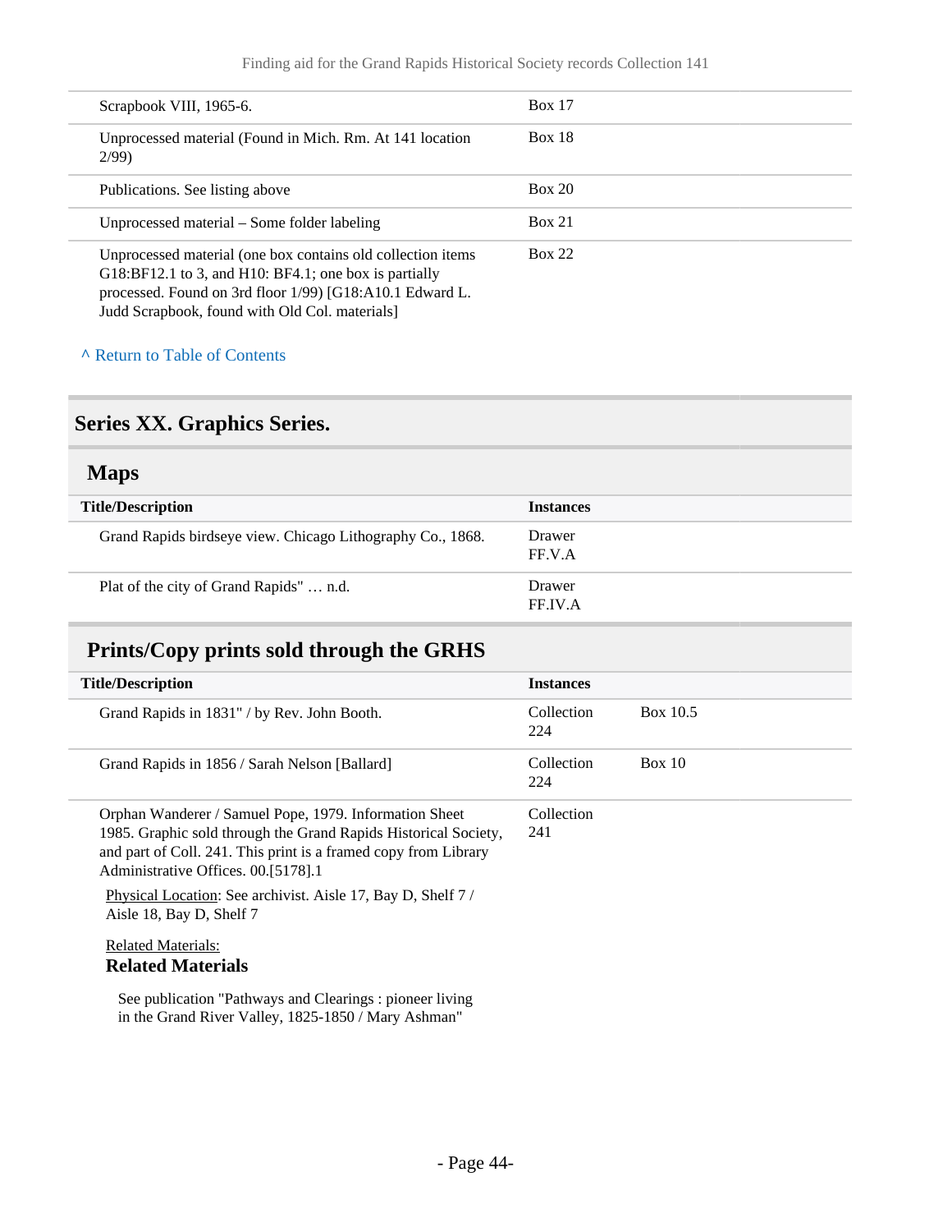| | |
|---|---|
| Scrapbook VIII, 1965-6. | Box 17 |
| Unprocessed material (Found in Mich. Rm. At 141 location 2/99) | Box 18 |
| Publications. See listing above | Box 20 |
| Unprocessed material – Some folder labeling | Box 21 |
| Unprocessed material (one box contains old collection items G18:BF12.1 to 3, and H10: BF4.1; one box is partially processed. Found on 3rd floor 1/99) [G18:A10.1 Edward L. Judd Scrapbook, found with Old Col. materials] | Box 22 |

^ Return to Table of Contents

## Series XX. Graphics Series.

### Maps

| Title/Description | Instances |
|---|---|
| Grand Rapids birdseye view. Chicago Lithography Co., 1868. | Drawer FF.V.A |
| Plat of the city of Grand Rapids" … n.d. | Drawer FF.IV.A |

### Prints/Copy prints sold through the GRHS

| Title/Description | Instances | |
|---|---|---|
| Grand Rapids in 1831" / by Rev. John Booth. | Collection 224 | Box 10.5 |
| Grand Rapids in 1856 / Sarah Nelson [Ballard] | Collection 224 | Box 10 |
| Orphan Wanderer / Samuel Pope, 1979. Information Sheet 1985. Graphic sold through the Grand Rapids Historical Society, and part of Coll. 241. This print is a framed copy from Library Administrative Offices. 00.[5178].1 | Collection 241 | |

Physical Location: See archivist. Aisle 17, Bay D, Shelf 7 / Aisle 18, Bay D, Shelf 7

Related Materials:

**Related Materials**

See publication "Pathways and Clearings : pioneer living in the Grand River Valley, 1825-1850 / Mary Ashman"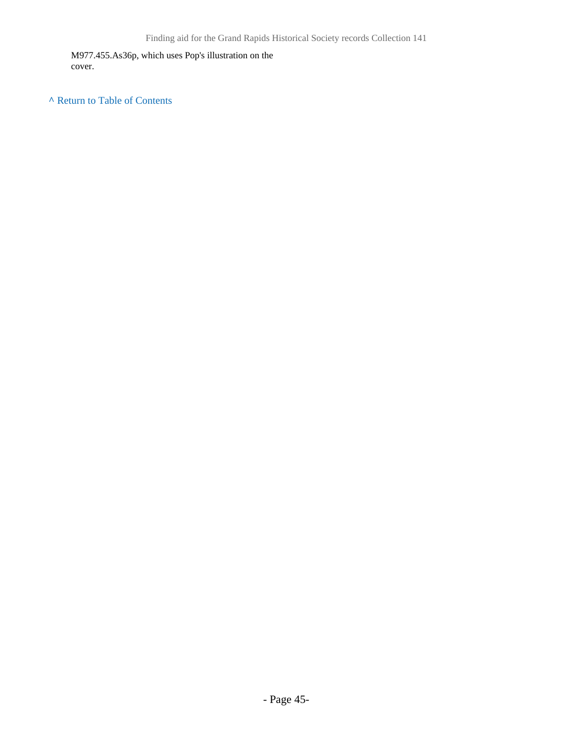M977.455.As36p, which uses Pop's illustration on the cover.

^ Return to Table of Contents